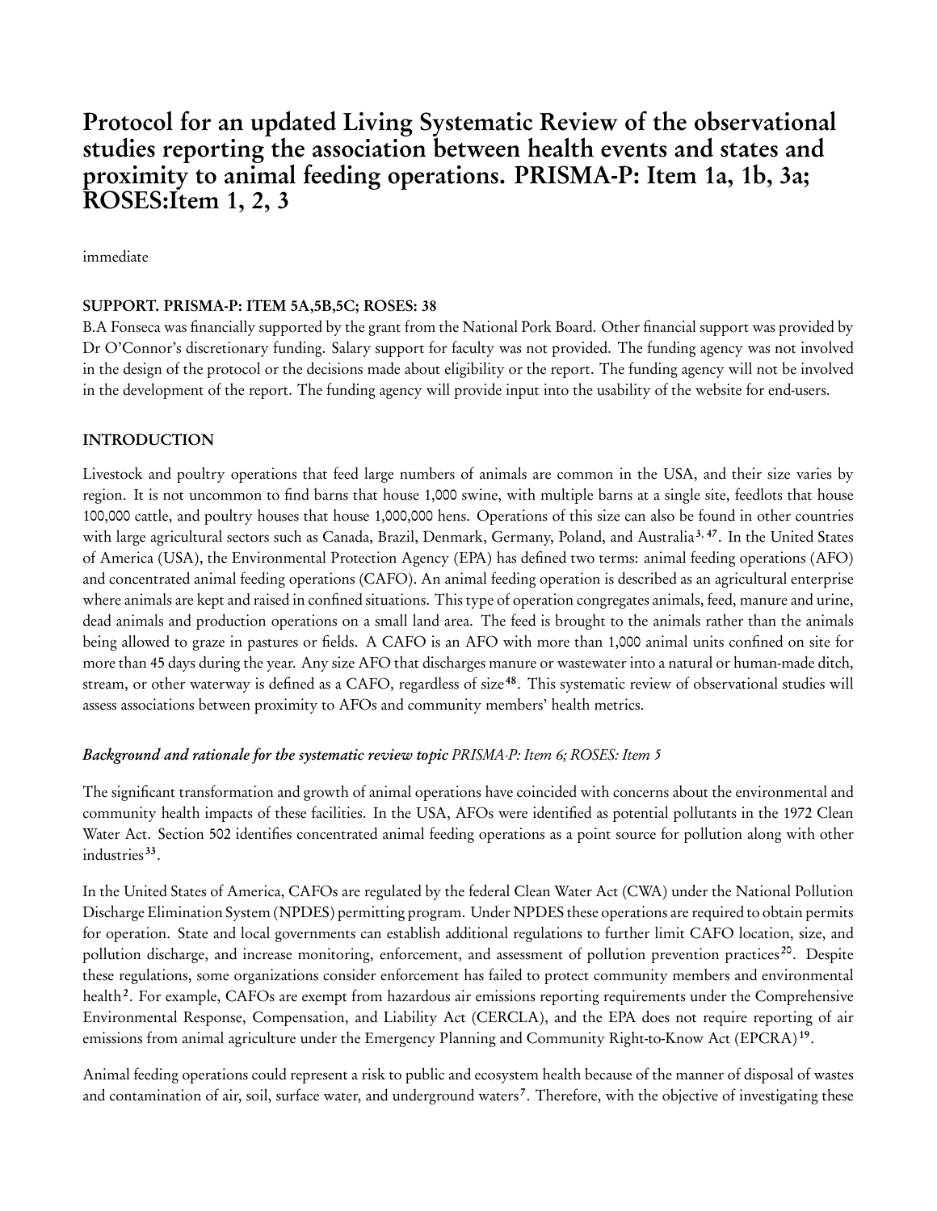# Protocol for an updated Living Systematic Review of the observational studies reporting the association between health events and states and proximity to animal feeding operations. PRISMA-P: Item 1a, 1b, 3a; ROSES:Item 1, 2, 3

immediate

### SUPPORT. PRISMA-P: ITEM 5A,5B,5C; ROSES: 38

B.A Fonseca was financially supported by the grant from the National Pork Board. Other financial support was provided by Dr O'Connor's discretionary funding. Salary support for faculty was not provided. The funding agency was not involved in the design of the protocol or the decisions made about eligibility or the report. The funding agency will not be involved in the development of the report. The funding agency will provide input into the usability of the website for end-users.

### INTRODUCTION

Livestock and poultry operations that feed large numbers of animals are common in the USA, and their size varies by region. It is not uncommon to find barns that house 1,000 swine, with multiple barns at a single site, feedlots that house 100,000 cattle, and poultry houses that house 1,000,000 hens. Operations of this size can also be found in other countries with large agricultural sectors such as Canada, Brazil, Denmark, Germany, Poland, and Australia[3, 47]. In the United States of America (USA), the Environmental Protection Agency (EPA) has defined two terms: animal feeding operations (AFO) and concentrated animal feeding operations (CAFO). An animal feeding operation is described as an agricultural enterprise where animals are kept and raised in confined situations. This type of operation congregates animals, feed, manure and urine, dead animals and production operations on a small land area. The feed is brought to the animals rather than the animals being allowed to graze in pastures or fields. A CAFO is an AFO with more than 1,000 animal units confined on site for more than 45 days during the year. Any size AFO that discharges manure or wastewater into a natural or human-made ditch, stream, or other waterway is defined as a CAFO, regardless of size[48]. This systematic review of observational studies will assess associations between proximity to AFOs and community members' health metrics.

#### *Background and rationale for the systematic review topic PRISMA-P: Item 6; ROSES: Item 5*

The significant transformation and growth of animal operations have coincided with concerns about the environmental and community health impacts of these facilities. In the USA, AFOs were identified as potential pollutants in the 1972 Clean Water Act. Section 502 identifies concentrated animal feeding operations as a point source for pollution along with other industries[33].

In the United States of America, CAFOs are regulated by the federal Clean Water Act (CWA) under the National Pollution Discharge Elimination System (NPDES) permitting program. Under NPDES these operations are required to obtain permits for operation. State and local governments can establish additional regulations to further limit CAFO location, size, and pollution discharge, and increase monitoring, enforcement, and assessment of pollution prevention practices[20]. Despite these regulations, some organizations consider enforcement has failed to protect community members and environmental health[2]. For example, CAFOs are exempt from hazardous air emissions reporting requirements under the Comprehensive Environmental Response, Compensation, and Liability Act (CERCLA), and the EPA does not require reporting of air emissions from animal agriculture under the Emergency Planning and Community Right-to-Know Act (EPCRA)[19].

Animal feeding operations could represent a risk to public and ecosystem health because of the manner of disposal of wastes and contamination of air, soil, surface water, and underground waters[7]. Therefore, with the objective of investigating these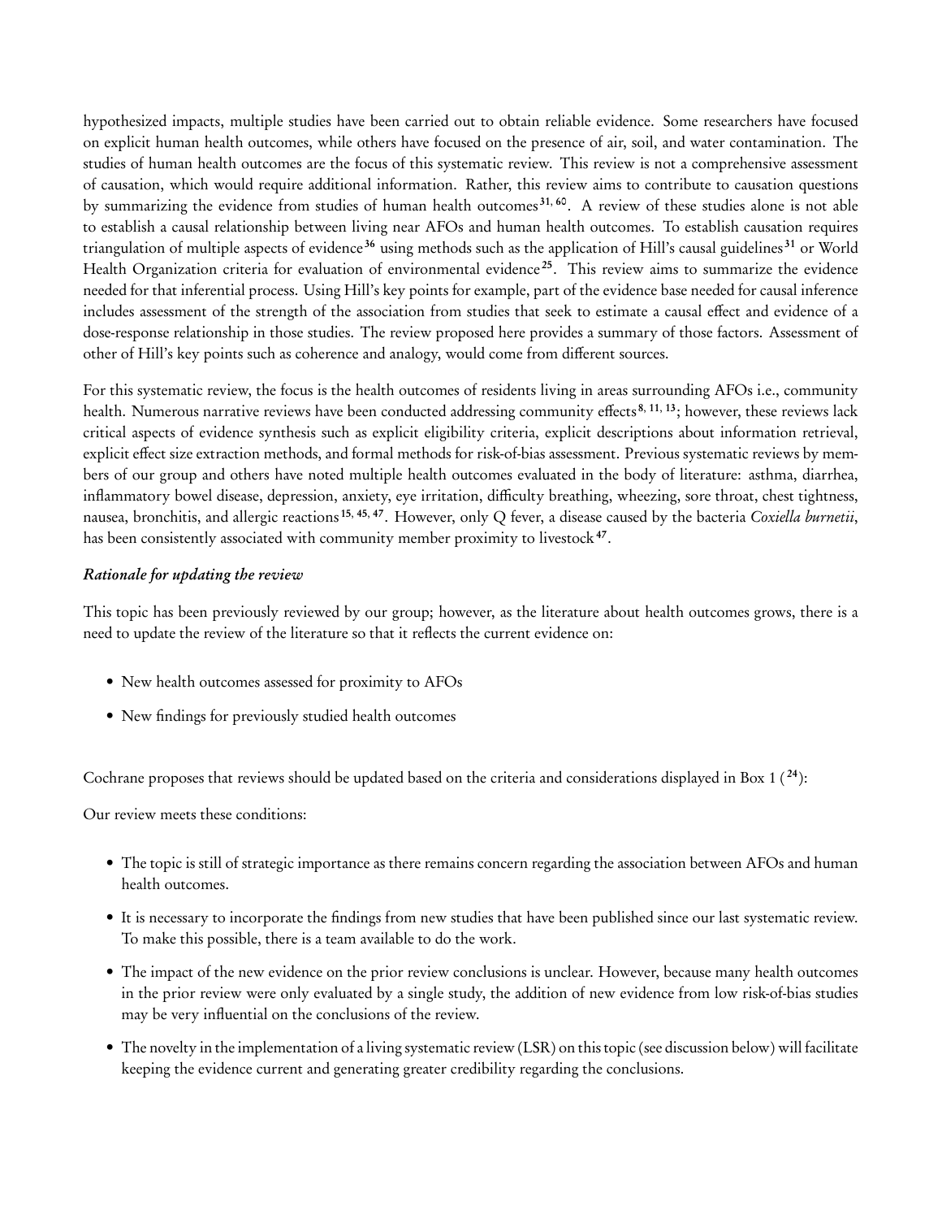hypothesized impacts, multiple studies have been carried out to obtain reliable evidence. Some researchers have focused on explicit human health outcomes, while others have focused on the presence of air, soil, and water contamination. The studies of human health outcomes are the focus of this systematic review. This review is not a comprehensive assessment of causation, which would require additional information. Rather, this review aims to contribute to causation questions by summarizing the evidence from studies of human health outcomes[31, 60]. A review of these studies alone is not able to establish a causal relationship between living near AFOs and human health outcomes. To establish causation requires triangulation of multiple aspects of evidence[36] using methods such as the application of Hill's causal guidelines[31] or World Health Organization criteria for evaluation of environmental evidence[25]. This review aims to summarize the evidence needed for that inferential process. Using Hill's key points for example, part of the evidence base needed for causal inference includes assessment of the strength of the association from studies that seek to estimate a causal effect and evidence of a dose-response relationship in those studies. The review proposed here provides a summary of those factors. Assessment of other of Hill's key points such as coherence and analogy, would come from different sources.

For this systematic review, the focus is the health outcomes of residents living in areas surrounding AFOs i.e., community health. Numerous narrative reviews have been conducted addressing community effects[8, 11, 13]; however, these reviews lack critical aspects of evidence synthesis such as explicit eligibility criteria, explicit descriptions about information retrieval, explicit effect size extraction methods, and formal methods for risk-of-bias assessment. Previous systematic reviews by members of our group and others have noted multiple health outcomes evaluated in the body of literature: asthma, diarrhea, inflammatory bowel disease, depression, anxiety, eye irritation, difficulty breathing, wheezing, sore throat, chest tightness, nausea, bronchitis, and allergic reactions[15, 45, 47]. However, only Q fever, a disease caused by the bacteria *Coxiella burnetii*, has been consistently associated with community member proximity to livestock[47].

### *Rationale for updating the review*

This topic has been previously reviewed by our group; however, as the literature about health outcomes grows, there is a need to update the review of the literature so that it reflects the current evidence on:

- New health outcomes assessed for proximity to AFOs
- New findings for previously studied health outcomes

Cochrane proposes that reviews should be updated based on the criteria and considerations displayed in Box 1 ([24]):

Our review meets these conditions:

- The topic is still of strategic importance as there remains concern regarding the association between AFOs and human health outcomes.
- It is necessary to incorporate the findings from new studies that have been published since our last systematic review. To make this possible, there is a team available to do the work.
- The impact of the new evidence on the prior review conclusions is unclear. However, because many health outcomes in the prior review were only evaluated by a single study, the addition of new evidence from low risk-of-bias studies may be very influential on the conclusions of the review.
- The novelty in the implementation of a living systematic review (LSR) on this topic (see discussion below) will facilitate keeping the evidence current and generating greater credibility regarding the conclusions.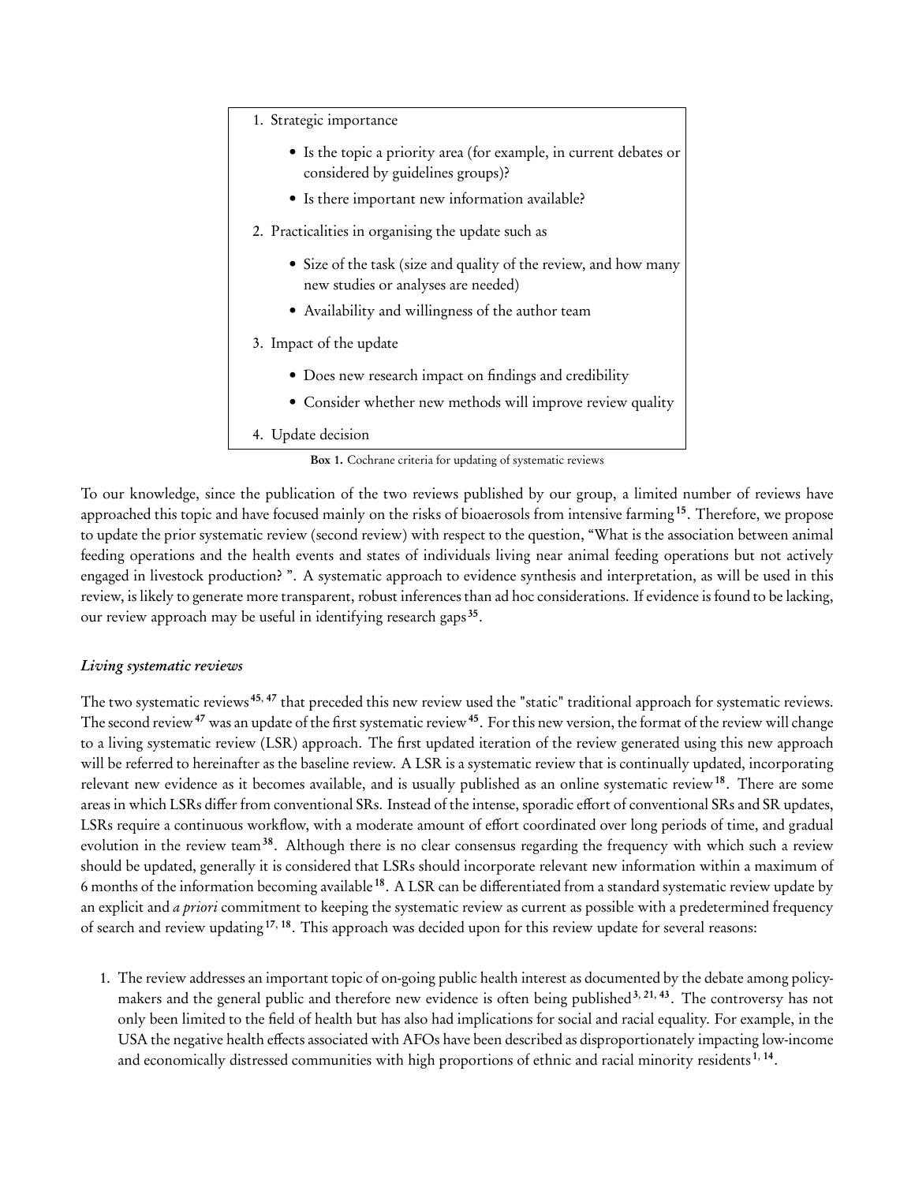1. Strategic importance
   - Is the topic a priority area (for example, in current debates or considered by guidelines groups)?
   - Is there important new information available?
2. Practicalities in organising the update such as
   - Size of the task (size and quality of the review, and how many new studies or analyses are needed)
   - Availability and willingness of the author team
3. Impact of the update
   - Does new research impact on findings and credibility
   - Consider whether new methods will improve review quality
4. Update decision

**Box 1.** Cochrane criteria for updating of systematic reviews

To our knowledge, since the publication of the two reviews published by our group, a limited number of reviews have approached this topic and have focused mainly on the risks of bioaerosols from intensive farming[15]. Therefore, we propose to update the prior systematic review (second review) with respect to the question, "What is the association between animal feeding operations and the health events and states of individuals living near animal feeding operations but not actively engaged in livestock production? ". A systematic approach to evidence synthesis and interpretation, as will be used in this review, is likely to generate more transparent, robust inferences than ad hoc considerations. If evidence is found to be lacking, our review approach may be useful in identifying research gaps[35].

### *Living systematic reviews*

The two systematic reviews[45, 47] that preceded this new review used the "static" traditional approach for systematic reviews. The second review[47] was an update of the first systematic review[45]. For this new version, the format of the review will change to a living systematic review (LSR) approach. The first updated iteration of the review generated using this new approach will be referred to hereinafter as the baseline review. A LSR is a systematic review that is continually updated, incorporating relevant new evidence as it becomes available, and is usually published as an online systematic review[18]. There are some areas in which LSRs differ from conventional SRs. Instead of the intense, sporadic effort of conventional SRs and SR updates, LSRs require a continuous workflow, with a moderate amount of effort coordinated over long periods of time, and gradual evolution in the review team[38]. Although there is no clear consensus regarding the frequency with which such a review should be updated, generally it is considered that LSRs should incorporate relevant new information within a maximum of 6 months of the information becoming available[18]. A LSR can be differentiated from a standard systematic review update by an explicit and *a priori* commitment to keeping the systematic review as current as possible with a predetermined frequency of search and review updating[17, 18]. This approach was decided upon for this review update for several reasons:

1. The review addresses an important topic of on-going public health interest as documented by the debate among policy-makers and the general public and therefore new evidence is often being published[3, 21, 43]. The controversy has not only been limited to the field of health but has also had implications for social and racial equality. For example, in the USA the negative health effects associated with AFOs have been described as disproportionately impacting low-income and economically distressed communities with high proportions of ethnic and racial minority residents[1, 14].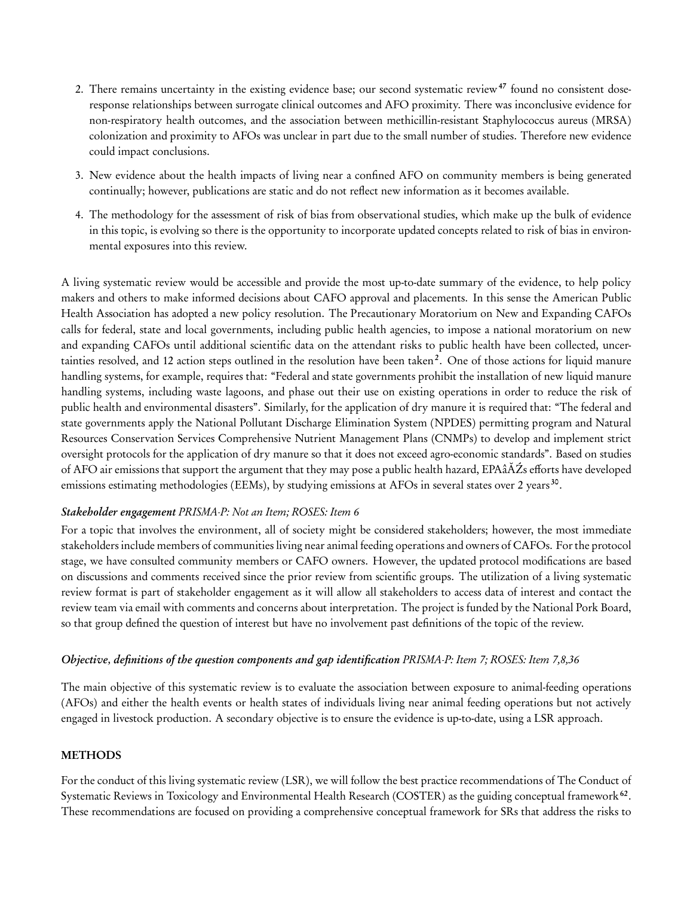2. There remains uncertainty in the existing evidence base; our second systematic review[47] found no consistent dose-response relationships between surrogate clinical outcomes and AFO proximity. There was inconclusive evidence for non-respiratory health outcomes, and the association between methicillin-resistant Staphylococcus aureus (MRSA) colonization and proximity to AFOs was unclear in part due to the small number of studies. Therefore new evidence could impact conclusions.

3. New evidence about the health impacts of living near a confined AFO on community members is being generated continually; however, publications are static and do not reflect new information as it becomes available.

4. The methodology for the assessment of risk of bias from observational studies, which make up the bulk of evidence in this topic, is evolving so there is the opportunity to incorporate updated concepts related to risk of bias in environmental exposures into this review.

A living systematic review would be accessible and provide the most up-to-date summary of the evidence, to help policy makers and others to make informed decisions about CAFO approval and placements. In this sense the American Public Health Association has adopted a new policy resolution. The Precautionary Moratorium on New and Expanding CAFOs calls for federal, state and local governments, including public health agencies, to impose a national moratorium on new and expanding CAFOs until additional scientific data on the attendant risks to public health have been collected, uncertainties resolved, and 12 action steps outlined in the resolution have been taken[2]. One of those actions for liquid manure handling systems, for example, requires that: "Federal and state governments prohibit the installation of new liquid manure handling systems, including waste lagoons, and phase out their use on existing operations in order to reduce the risk of public health and environmental disasters". Similarly, for the application of dry manure it is required that: "The federal and state governments apply the National Pollutant Discharge Elimination System (NPDES) permitting program and Natural Resources Conservation Services Comprehensive Nutrient Management Plans (CNMPs) to develop and implement strict oversight protocols for the application of dry manure so that it does not exceed agro-economic standards". Based on studies of AFO air emissions that support the argument that they may pose a public health hazard, EPAâĂŹs efforts have developed emissions estimating methodologies (EEMs), by studying emissions at AFOs in several states over 2 years[30].

***Stakeholder engagement*** *PRISMA-P: Not an Item; ROSES: Item 6*

For a topic that involves the environment, all of society might be considered stakeholders; however, the most immediate stakeholders include members of communities living near animal feeding operations and owners of CAFOs. For the protocol stage, we have consulted community members or CAFO owners. However, the updated protocol modifications are based on discussions and comments received since the prior review from scientific groups. The utilization of a living systematic review format is part of stakeholder engagement as it will allow all stakeholders to access data of interest and contact the review team via email with comments and concerns about interpretation. The project is funded by the National Pork Board, so that group defined the question of interest but have no involvement past definitions of the topic of the review.

***Objective, definitions of the question components and gap identification*** *PRISMA-P: Item 7; ROSES: Item 7,8,36*

The main objective of this systematic review is to evaluate the association between exposure to animal-feeding operations (AFOs) and either the health events or health states of individuals living near animal feeding operations but not actively engaged in livestock production. A secondary objective is to ensure the evidence is up-to-date, using a LSR approach.

## METHODS

For the conduct of this living systematic review (LSR), we will follow the best practice recommendations of The Conduct of Systematic Reviews in Toxicology and Environmental Health Research (COSTER) as the guiding conceptual framework[62]. These recommendations are focused on providing a comprehensive conceptual framework for SRs that address the risks to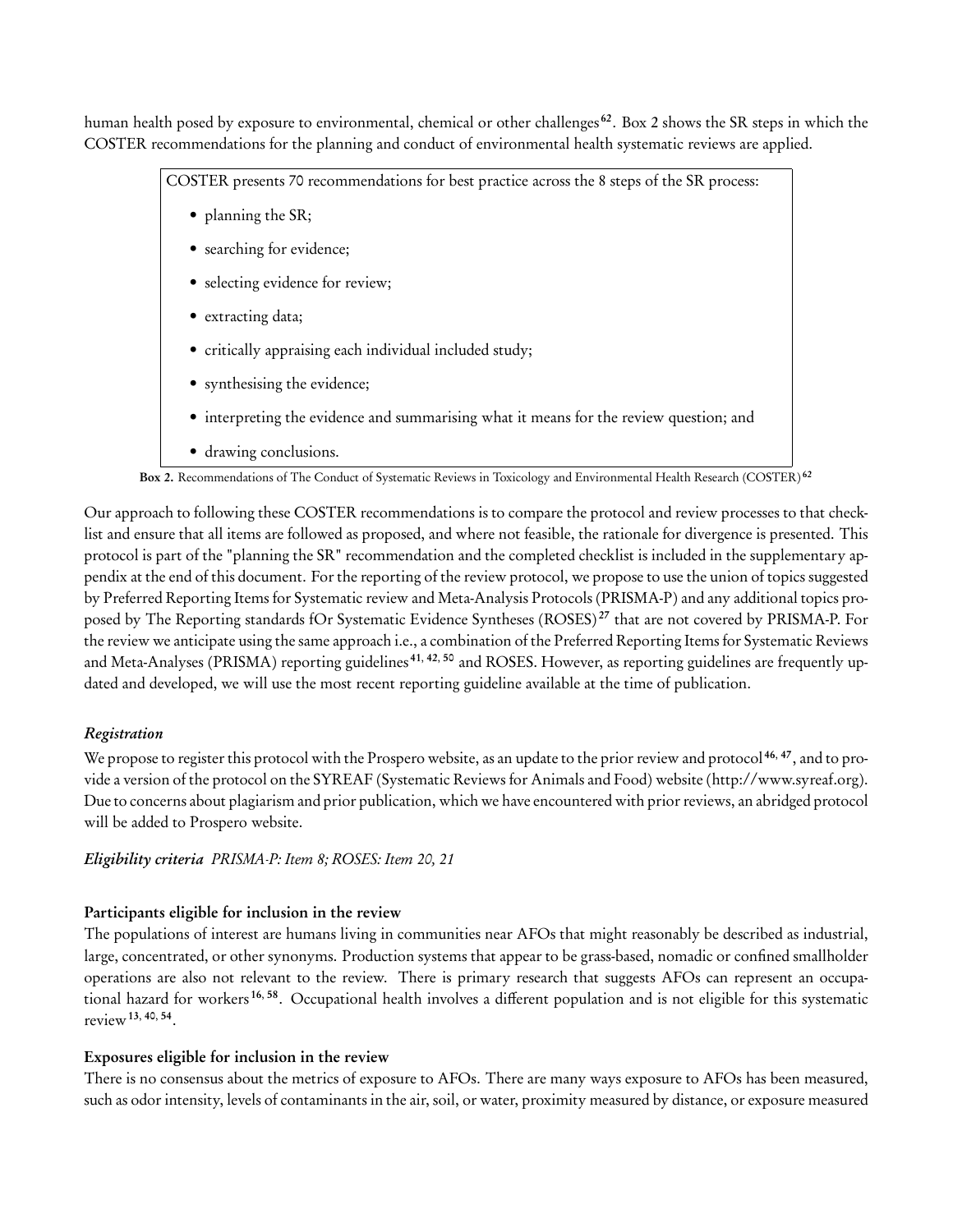human health posed by exposure to environmental, chemical or other challenges[62]. Box 2 shows the SR steps in which the COSTER recommendations for the planning and conduct of environmental health systematic reviews are applied.

COSTER presents 70 recommendations for best practice across the 8 steps of the SR process:

- planning the SR;
- searching for evidence;
- selecting evidence for review;
- extracting data;
- critically appraising each individual included study;
- synthesising the evidence;
- interpreting the evidence and summarising what it means for the review question; and
- drawing conclusions.

**Box 2.** Recommendations of The Conduct of Systematic Reviews in Toxicology and Environmental Health Research (COSTER)[62]

Our approach to following these COSTER recommendations is to compare the protocol and review processes to that checklist and ensure that all items are followed as proposed, and where not feasible, the rationale for divergence is presented. This protocol is part of the "planning the SR" recommendation and the completed checklist is included in the supplementary appendix at the end of this document. For the reporting of the review protocol, we propose to use the union of topics suggested by Preferred Reporting Items for Systematic review and Meta-Analysis Protocols (PRISMA-P) and any additional topics proposed by The Reporting standards fOr Systematic Evidence Syntheses (ROSES)[27] that are not covered by PRISMA-P. For the review we anticipate using the same approach i.e., a combination of the Preferred Reporting Items for Systematic Reviews and Meta-Analyses (PRISMA) reporting guidelines[41, 42, 50] and ROSES. However, as reporting guidelines are frequently updated and developed, we will use the most recent reporting guideline available at the time of publication.

***Registration***

We propose to register this protocol with the Prospero website, as an update to the prior review and protocol[46, 47], and to provide a version of the protocol on the SYREAF (Systematic Reviews for Animals and Food) website (http://www.syreaf.org). Due to concerns about plagiarism and prior publication, which we have encountered with prior reviews, an abridged protocol will be added to Prospero website.

***Eligibility criteria*** *PRISMA-P: Item 8; ROSES: Item 20, 21*

**Participants eligible for inclusion in the review**

The populations of interest are humans living in communities near AFOs that might reasonably be described as industrial, large, concentrated, or other synonyms. Production systems that appear to be grass-based, nomadic or confined smallholder operations are also not relevant to the review. There is primary research that suggests AFOs can represent an occupational hazard for workers[16, 58]. Occupational health involves a different population and is not eligible for this systematic review[13, 40, 54].

**Exposures eligible for inclusion in the review**

There is no consensus about the metrics of exposure to AFOs. There are many ways exposure to AFOs has been measured, such as odor intensity, levels of contaminants in the air, soil, or water, proximity measured by distance, or exposure measured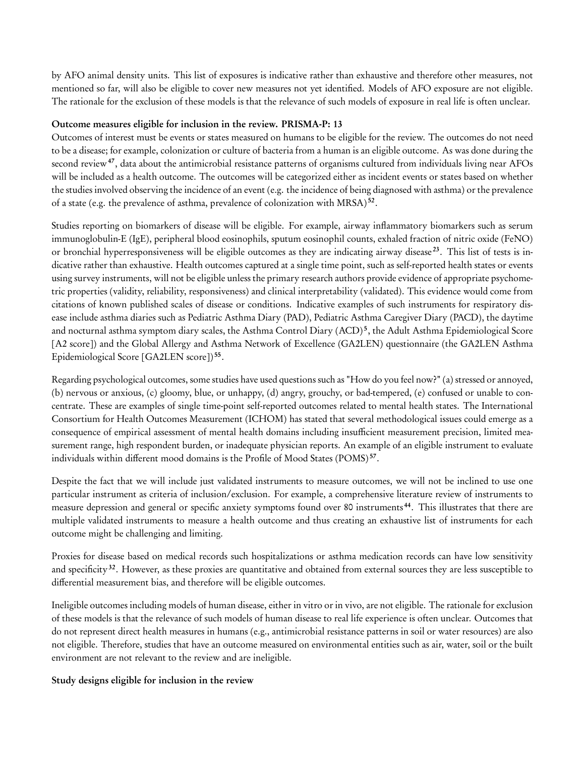by AFO animal density units. This list of exposures is indicative rather than exhaustive and therefore other measures, not mentioned so far, will also be eligible to cover new measures not yet identified. Models of AFO exposure are not eligible. The rationale for the exclusion of these models is that the relevance of such models of exposure in real life is often unclear.

**Outcome measures eligible for inclusion in the review. PRISMA-P: 13**

Outcomes of interest must be events or states measured on humans to be eligible for the review. The outcomes do not need to be a disease; for example, colonization or culture of bacteria from a human is an eligible outcome. As was done during the second review[47], data about the antimicrobial resistance patterns of organisms cultured from individuals living near AFOs will be included as a health outcome. The outcomes will be categorized either as incident events or states based on whether the studies involved observing the incidence of an event (e.g. the incidence of being diagnosed with asthma) or the prevalence of a state (e.g. the prevalence of asthma, prevalence of colonization with MRSA)[52].

Studies reporting on biomarkers of disease will be eligible. For example, airway inflammatory biomarkers such as serum immunoglobulin-E (IgE), peripheral blood eosinophils, sputum eosinophil counts, exhaled fraction of nitric oxide (FeNO) or bronchial hyperresponsiveness will be eligible outcomes as they are indicating airway disease[23]. This list of tests is indicative rather than exhaustive. Health outcomes captured at a single time point, such as self-reported health states or events using survey instruments, will not be eligible unless the primary research authors provide evidence of appropriate psychometric properties (validity, reliability, responsiveness) and clinical interpretability (validated). This evidence would come from citations of known published scales of disease or conditions. Indicative examples of such instruments for respiratory disease include asthma diaries such as Pediatric Asthma Diary (PAD), Pediatric Asthma Caregiver Diary (PACD), the daytime and nocturnal asthma symptom diary scales, the Asthma Control Diary (ACD)[5], the Adult Asthma Epidemiological Score [A2 score]) and the Global Allergy and Asthma Network of Excellence (GA2LEN) questionnaire (the GA2LEN Asthma Epidemiological Score [GA2LEN score])[55].

Regarding psychological outcomes, some studies have used questions such as "How do you feel now?" (a) stressed or annoyed, (b) nervous or anxious, (c) gloomy, blue, or unhappy, (d) angry, grouchy, or bad-tempered, (e) confused or unable to concentrate. These are examples of single time-point self-reported outcomes related to mental health states. The International Consortium for Health Outcomes Measurement (ICHOM) has stated that several methodological issues could emerge as a consequence of empirical assessment of mental health domains including insufficient measurement precision, limited measurement range, high respondent burden, or inadequate physician reports. An example of an eligible instrument to evaluate individuals within different mood domains is the Profile of Mood States (POMS)[57].

Despite the fact that we will include just validated instruments to measure outcomes, we will not be inclined to use one particular instrument as criteria of inclusion/exclusion. For example, a comprehensive literature review of instruments to measure depression and general or specific anxiety symptoms found over 80 instruments[44]. This illustrates that there are multiple validated instruments to measure a health outcome and thus creating an exhaustive list of instruments for each outcome might be challenging and limiting.

Proxies for disease based on medical records such hospitalizations or asthma medication records can have low sensitivity and specificity[32]. However, as these proxies are quantitative and obtained from external sources they are less susceptible to differential measurement bias, and therefore will be eligible outcomes.

Ineligible outcomes including models of human disease, either in vitro or in vivo, are not eligible. The rationale for exclusion of these models is that the relevance of such models of human disease to real life experience is often unclear. Outcomes that do not represent direct health measures in humans (e.g., antimicrobial resistance patterns in soil or water resources) are also not eligible. Therefore, studies that have an outcome measured on environmental entities such as air, water, soil or the built environment are not relevant to the review and are ineligible.

**Study designs eligible for inclusion in the review**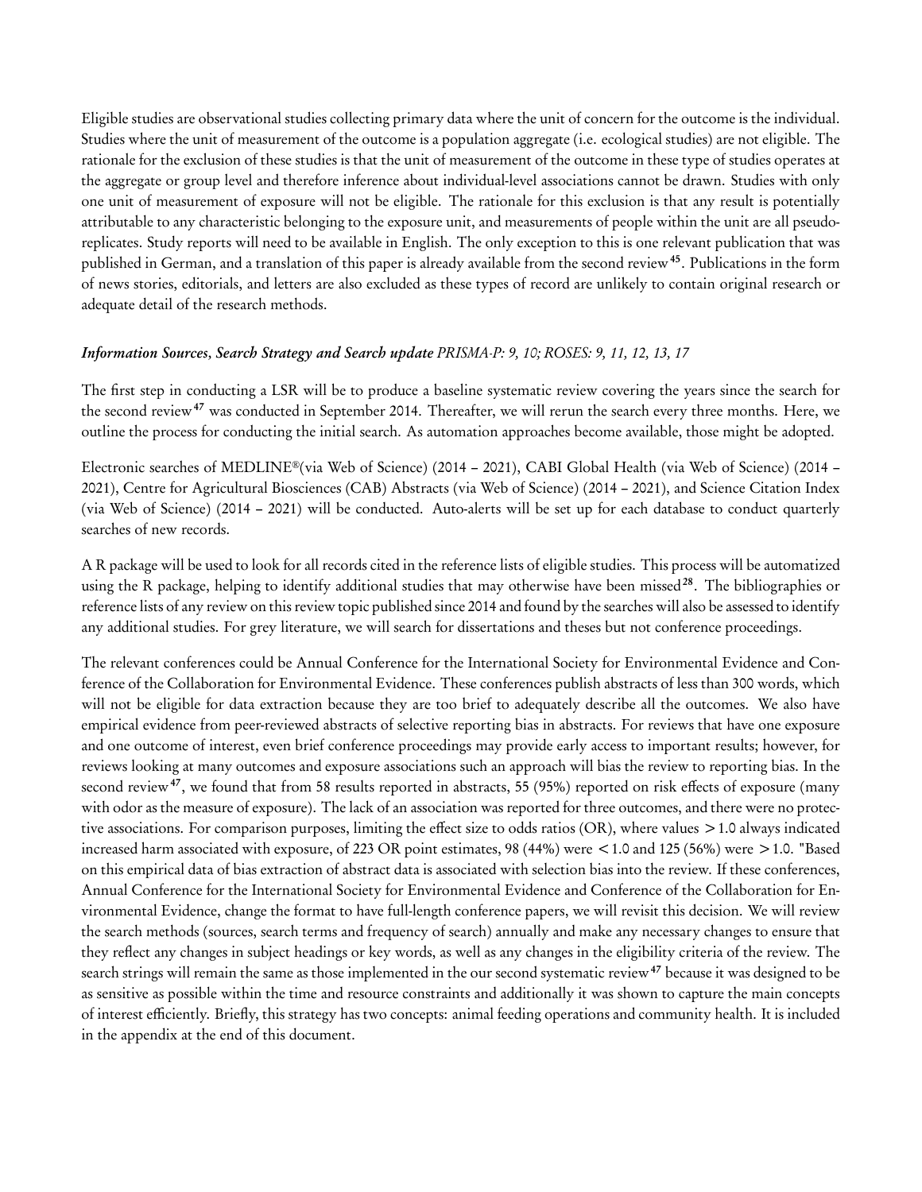Eligible studies are observational studies collecting primary data where the unit of concern for the outcome is the individual. Studies where the unit of measurement of the outcome is a population aggregate (i.e. ecological studies) are not eligible. The rationale for the exclusion of these studies is that the unit of measurement of the outcome in these type of studies operates at the aggregate or group level and therefore inference about individual-level associations cannot be drawn. Studies with only one unit of measurement of exposure will not be eligible. The rationale for this exclusion is that any result is potentially attributable to any characteristic belonging to the exposure unit, and measurements of people within the unit are all pseudo-replicates. Study reports will need to be available in English. The only exception to this is one relevant publication that was published in German, and a translation of this paper is already available from the second review[45]. Publications in the form of news stories, editorials, and letters are also excluded as these types of record are unlikely to contain original research or adequate detail of the research methods.

### *Information Sources, Search Strategy and Search update PRISMA-P: 9, 10; ROSES: 9, 11, 12, 13, 17*

The first step in conducting a LSR will be to produce a baseline systematic review covering the years since the search for the second review[47] was conducted in September 2014. Thereafter, we will rerun the search every three months. Here, we outline the process for conducting the initial search. As automation approaches become available, those might be adopted.

Electronic searches of MEDLINE®(via Web of Science) (2014 – 2021), CABI Global Health (via Web of Science) (2014 – 2021), Centre for Agricultural Biosciences (CAB) Abstracts (via Web of Science) (2014 – 2021), and Science Citation Index (via Web of Science) (2014 – 2021) will be conducted. Auto-alerts will be set up for each database to conduct quarterly searches of new records.

A R package will be used to look for all records cited in the reference lists of eligible studies. This process will be automatized using the R package, helping to identify additional studies that may otherwise have been missed[28]. The bibliographies or reference lists of any review on this review topic published since 2014 and found by the searches will also be assessed to identify any additional studies. For grey literature, we will search for dissertations and theses but not conference proceedings.

The relevant conferences could be Annual Conference for the International Society for Environmental Evidence and Conference of the Collaboration for Environmental Evidence. These conferences publish abstracts of less than 300 words, which will not be eligible for data extraction because they are too brief to adequately describe all the outcomes. We also have empirical evidence from peer-reviewed abstracts of selective reporting bias in abstracts. For reviews that have one exposure and one outcome of interest, even brief conference proceedings may provide early access to important results; however, for reviews looking at many outcomes and exposure associations such an approach will bias the review to reporting bias. In the second review[47], we found that from 58 results reported in abstracts, 55 (95%) reported on risk effects of exposure (many with odor as the measure of exposure). The lack of an association was reported for three outcomes, and there were no protective associations. For comparison purposes, limiting the effect size to odds ratios (OR), where values $>1.0$ always indicated increased harm associated with exposure, of 223 OR point estimates, 98 (44%) were $<1.0$ and 125 (56%) were $>1.0$. "Based on this empirical data of bias extraction of abstract data is associated with selection bias into the review. If these conferences, Annual Conference for the International Society for Environmental Evidence and Conference of the Collaboration for Environmental Evidence, change the format to have full-length conference papers, we will revisit this decision. We will review the search methods (sources, search terms and frequency of search) annually and make any necessary changes to ensure that they reflect any changes in subject headings or key words, as well as any changes in the eligibility criteria of the review. The search strings will remain the same as those implemented in the our second systematic review[47] because it was designed to be as sensitive as possible within the time and resource constraints and additionally it was shown to capture the main concepts of interest efficiently. Briefly, this strategy has two concepts: animal feeding operations and community health. It is included in the appendix at the end of this document.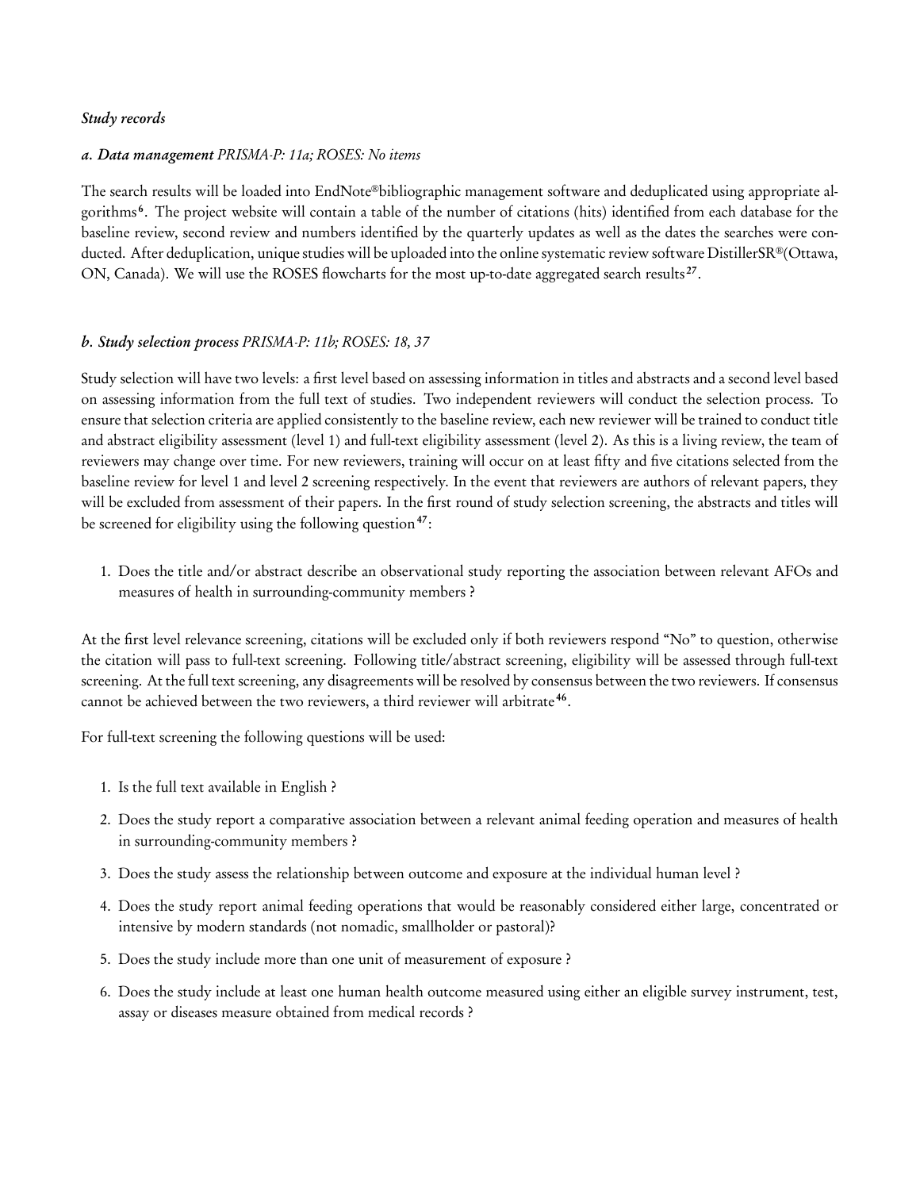### *Study records*

#### ***a. Data management** PRISMA-P: 11a; ROSES: No items*

The search results will be loaded into EndNote®bibliographic management software and deduplicated using appropriate algorithms[6]. The project website will contain a table of the number of citations (hits) identified from each database for the baseline review, second review and numbers identified by the quarterly updates as well as the dates the searches were conducted. After deduplication, unique studies will be uploaded into the online systematic review software DistillerSR®(Ottawa, ON, Canada). We will use the ROSES flowcharts for the most up-to-date aggregated search results[27].

#### ***b. Study selection process** PRISMA-P: 11b; ROSES: 18, 37*

Study selection will have two levels: a first level based on assessing information in titles and abstracts and a second level based on assessing information from the full text of studies. Two independent reviewers will conduct the selection process. To ensure that selection criteria are applied consistently to the baseline review, each new reviewer will be trained to conduct title and abstract eligibility assessment (level 1) and full-text eligibility assessment (level 2). As this is a living review, the team of reviewers may change over time. For new reviewers, training will occur on at least fifty and five citations selected from the baseline review for level 1 and level 2 screening respectively. In the event that reviewers are authors of relevant papers, they will be excluded from assessment of their papers. In the first round of study selection screening, the abstracts and titles will be screened for eligibility using the following question[47]:

1. Does the title and/or abstract describe an observational study reporting the association between relevant AFOs and measures of health in surrounding-community members ?

At the first level relevance screening, citations will be excluded only if both reviewers respond "No" to question, otherwise the citation will pass to full-text screening. Following title/abstract screening, eligibility will be assessed through full-text screening. At the full text screening, any disagreements will be resolved by consensus between the two reviewers. If consensus cannot be achieved between the two reviewers, a third reviewer will arbitrate[46].

For full-text screening the following questions will be used:

1. Is the full text available in English ?
2. Does the study report a comparative association between a relevant animal feeding operation and measures of health in surrounding-community members ?
3. Does the study assess the relationship between outcome and exposure at the individual human level ?
4. Does the study report animal feeding operations that would be reasonably considered either large, concentrated or intensive by modern standards (not nomadic, smallholder or pastoral)?
5. Does the study include more than one unit of measurement of exposure ?
6. Does the study include at least one human health outcome measured using either an eligible survey instrument, test, assay or diseases measure obtained from medical records ?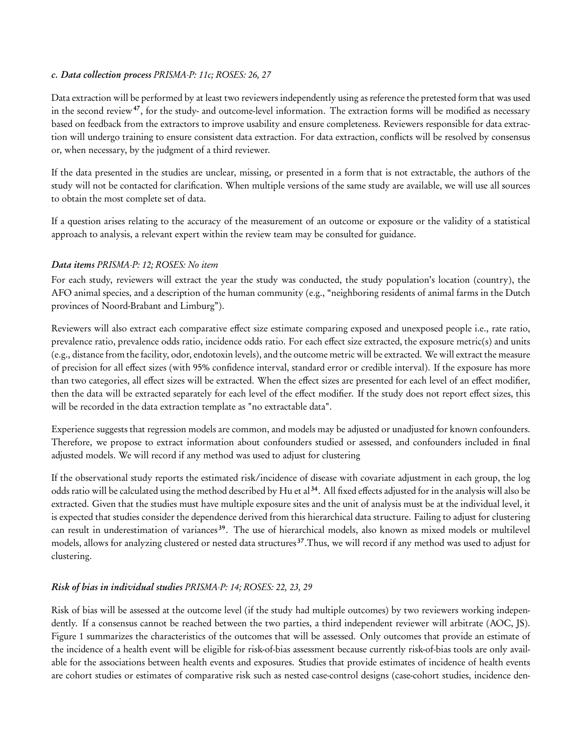### *c. Data collection process PRISMA-P: 11c; ROSES: 26, 27*

Data extraction will be performed by at least two reviewers independently using as reference the pretested form that was used in the second review[47], for the study- and outcome-level information. The extraction forms will be modified as necessary based on feedback from the extractors to improve usability and ensure completeness. Reviewers responsible for data extraction will undergo training to ensure consistent data extraction. For data extraction, conflicts will be resolved by consensus or, when necessary, by the judgment of a third reviewer.

If the data presented in the studies are unclear, missing, or presented in a form that is not extractable, the authors of the study will not be contacted for clarification. When multiple versions of the same study are available, we will use all sources to obtain the most complete set of data.

If a question arises relating to the accuracy of the measurement of an outcome or exposure or the validity of a statistical approach to analysis, a relevant expert within the review team may be consulted for guidance.

### *Data items PRISMA-P: 12; ROSES: No item*

For each study, reviewers will extract the year the study was conducted, the study population's location (country), the AFO animal species, and a description of the human community (e.g., "neighboring residents of animal farms in the Dutch provinces of Noord-Brabant and Limburg").

Reviewers will also extract each comparative effect size estimate comparing exposed and unexposed people i.e., rate ratio, prevalence ratio, prevalence odds ratio, incidence odds ratio. For each effect size extracted, the exposure metric(s) and units (e.g., distance from the facility, odor, endotoxin levels), and the outcome metric will be extracted. We will extract the measure of precision for all effect sizes (with 95% confidence interval, standard error or credible interval). If the exposure has more than two categories, all effect sizes will be extracted. When the effect sizes are presented for each level of an effect modifier, then the data will be extracted separately for each level of the effect modifier. If the study does not report effect sizes, this will be recorded in the data extraction template as "no extractable data".

Experience suggests that regression models are common, and models may be adjusted or unadjusted for known confounders. Therefore, we propose to extract information about confounders studied or assessed, and confounders included in final adjusted models. We will record if any method was used to adjust for clustering

If the observational study reports the estimated risk/incidence of disease with covariate adjustment in each group, the log odds ratio will be calculated using the method described by Hu et al[34]. All fixed effects adjusted for in the analysis will also be extracted. Given that the studies must have multiple exposure sites and the unit of analysis must be at the individual level, it is expected that studies consider the dependence derived from this hierarchical data structure. Failing to adjust for clustering can result in underestimation of variances[39]. The use of hierarchical models, also known as mixed models or multilevel models, allows for analyzing clustered or nested data structures[37].Thus, we will record if any method was used to adjust for clustering.

### *Risk of bias in individual studies PRISMA-P: 14; ROSES: 22, 23, 29*

Risk of bias will be assessed at the outcome level (if the study had multiple outcomes) by two reviewers working independently. If a consensus cannot be reached between the two parties, a third independent reviewer will arbitrate (AOC, JS). Figure 1 summarizes the characteristics of the outcomes that will be assessed. Only outcomes that provide an estimate of the incidence of a health event will be eligible for risk-of-bias assessment because currently risk-of-bias tools are only available for the associations between health events and exposures. Studies that provide estimates of incidence of health events are cohort studies or estimates of comparative risk such as nested case-control designs (case-cohort studies, incidence den-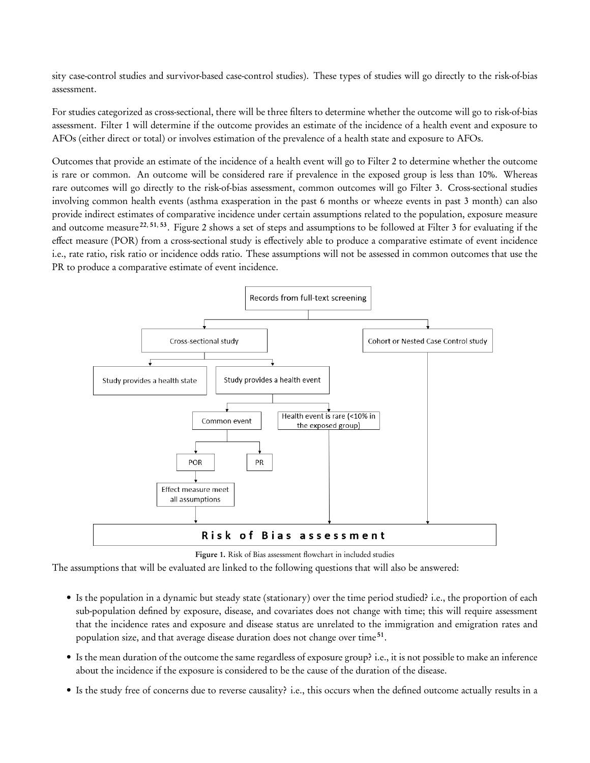sity case-control studies and survivor-based case-control studies). These types of studies will go directly to the risk-of-bias assessment.

For studies categorized as cross-sectional, there will be three filters to determine whether the outcome will go to risk-of-bias assessment. Filter 1 will determine if the outcome provides an estimate of the incidence of a health event and exposure to AFOs (either direct or total) or involves estimation of the prevalence of a health state and exposure to AFOs.

Outcomes that provide an estimate of the incidence of a health event will go to Filter 2 to determine whether the outcome is rare or common. An outcome will be considered rare if prevalence in the exposed group is less than 10%. Whereas rare outcomes will go directly to the risk-of-bias assessment, common outcomes will go Filter 3. Cross-sectional studies involving common health events (asthma exasperation in the past 6 months or wheeze events in past 3 month) can also provide indirect estimates of comparative incidence under certain assumptions related to the population, exposure measure and outcome measure[22, 51, 53]. Figure 2 shows a set of steps and assumptions to be followed at Filter 3 for evaluating if the effect measure (POR) from a cross-sectional study is effectively able to produce a comparative estimate of event incidence i.e., rate ratio, risk ratio or incidence odds ratio. These assumptions will not be assessed in common outcomes that use the PR to produce a comparative estimate of event incidence.

**Figure 1.** Risk of Bias assessment flowchart in included studies

The assumptions that will be evaluated are linked to the following questions that will also be answered:

- Is the population in a dynamic but steady state (stationary) over the time period studied? i.e., the proportion of each sub-population defined by exposure, disease, and covariates does not change with time; this will require assessment that the incidence rates and exposure and disease status are unrelated to the immigration and emigration rates and population size, and that average disease duration does not change over time[51].
- Is the mean duration of the outcome the same regardless of exposure group? i.e., it is not possible to make an inference about the incidence if the exposure is considered to be the cause of the duration of the disease.
- Is the study free of concerns due to reverse causality? i.e., this occurs when the defined outcome actually results in a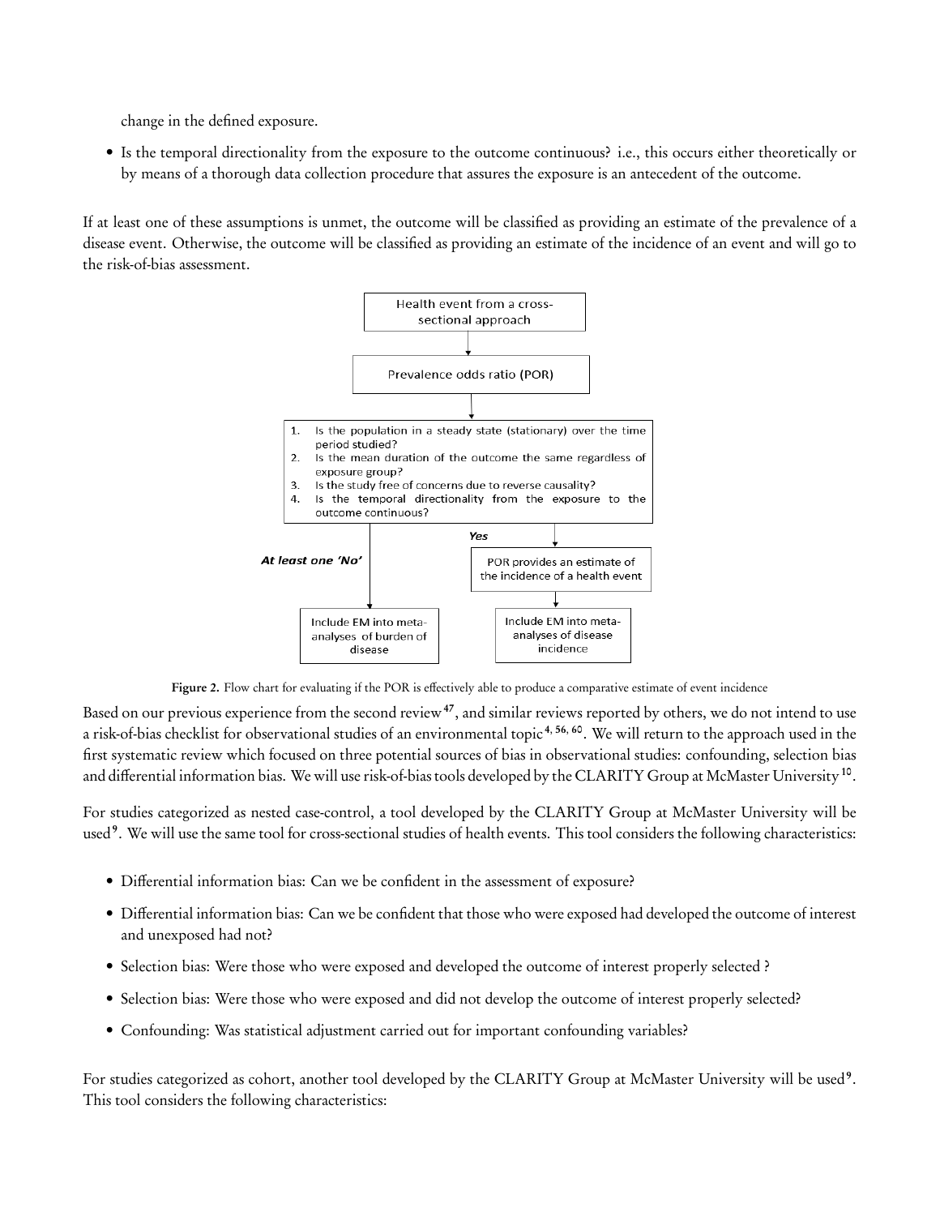change in the defined exposure.

- Is the temporal directionality from the exposure to the outcome continuous? i.e., this occurs either theoretically or by means of a thorough data collection procedure that assures the exposure is an antecedent of the outcome.

If at least one of these assumptions is unmet, the outcome will be classified as providing an estimate of the prevalence of a disease event. Otherwise, the outcome will be classified as providing an estimate of the incidence of an event and will go to the risk-of-bias assessment.

Health event from a cross-sectional approach

Prevalence odds ratio (POR)

1. Is the population in a steady state (stationary) over the time period studied?
2. Is the mean duration of the outcome the same regardless of exposure group?
3. Is the study free of concerns due to reverse causality?
4. Is the temporal directionality from the exposure to the outcome continuous?

*At least one 'No'* → Include EM into meta-analyses of burden of disease

*Yes* → POR provides an estimate of the incidence of a health event → Include EM into meta-analyses of disease incidence

**Figure 2.** Flow chart for evaluating if the POR is effectively able to produce a comparative estimate of event incidence

Based on our previous experience from the second review[47], and similar reviews reported by others, we do not intend to use a risk-of-bias checklist for observational studies of an environmental topic[4, 56, 60]. We will return to the approach used in the first systematic review which focused on three potential sources of bias in observational studies: confounding, selection bias and differential information bias. We will use risk-of-bias tools developed by the CLARITY Group at McMaster University[10].

For studies categorized as nested case-control, a tool developed by the CLARITY Group at McMaster University will be used[9]. We will use the same tool for cross-sectional studies of health events. This tool considers the following characteristics:

- Differential information bias: Can we be confident in the assessment of exposure?
- Differential information bias: Can we be confident that those who were exposed had developed the outcome of interest and unexposed had not?
- Selection bias: Were those who were exposed and developed the outcome of interest properly selected ?
- Selection bias: Were those who were exposed and did not develop the outcome of interest properly selected?
- Confounding: Was statistical adjustment carried out for important confounding variables?

For studies categorized as cohort, another tool developed by the CLARITY Group at McMaster University will be used[9]. This tool considers the following characteristics: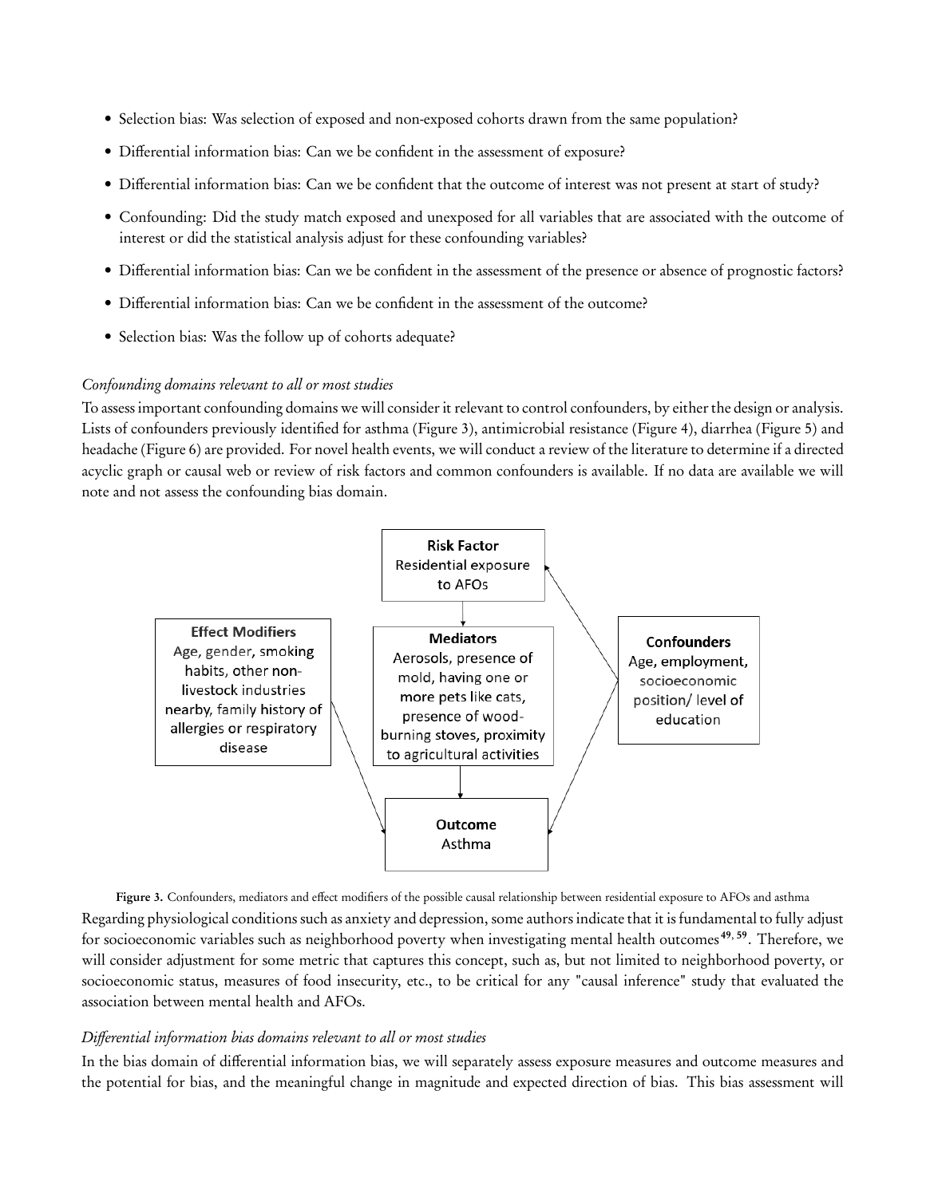- Selection bias: Was selection of exposed and non-exposed cohorts drawn from the same population?
- Differential information bias: Can we be confident in the assessment of exposure?
- Differential information bias: Can we be confident that the outcome of interest was not present at start of study?
- Confounding: Did the study match exposed and unexposed for all variables that are associated with the outcome of interest or did the statistical analysis adjust for these confounding variables?
- Differential information bias: Can we be confident in the assessment of the presence or absence of prognostic factors?
- Differential information bias: Can we be confident in the assessment of the outcome?
- Selection bias: Was the follow up of cohorts adequate?

*Confounding domains relevant to all or most studies*

To assess important confounding domains we will consider it relevant to control confounders, by either the design or analysis. Lists of confounders previously identified for asthma (Figure 3), antimicrobial resistance (Figure 4), diarrhea (Figure 5) and headache (Figure 6) are provided. For novel health events, we will conduct a review of the literature to determine if a directed acyclic graph or causal web or review of risk factors and common confounders is available. If no data are available we will note and not assess the confounding bias domain.

**Risk Factor**
Residential exposure to AFOs

**Effect Modifiers**
Age, gender, smoking habits, other non-livestock industries nearby, family history of allergies or respiratory disease

**Mediators**
Aerosols, presence of mold, having one or more pets like cats, presence of wood-burning stoves, proximity to agricultural activities

**Confounders**
Age, employment, socioeconomic position/ level of education

**Outcome**
Asthma

**Figure 3.** Confounders, mediators and effect modifiers of the possible causal relationship between residential exposure to AFOs and asthma

Regarding physiological conditions such as anxiety and depression, some authors indicate that it is fundamental to fully adjust for socioeconomic variables such as neighborhood poverty when investigating mental health outcomes[49, 59]. Therefore, we will consider adjustment for some metric that captures this concept, such as, but not limited to neighborhood poverty, or socioeconomic status, measures of food insecurity, etc., to be critical for any "causal inference" study that evaluated the association between mental health and AFOs.

*Differential information bias domains relevant to all or most studies*

In the bias domain of differential information bias, we will separately assess exposure measures and outcome measures and the potential for bias, and the meaningful change in magnitude and expected direction of bias. This bias assessment will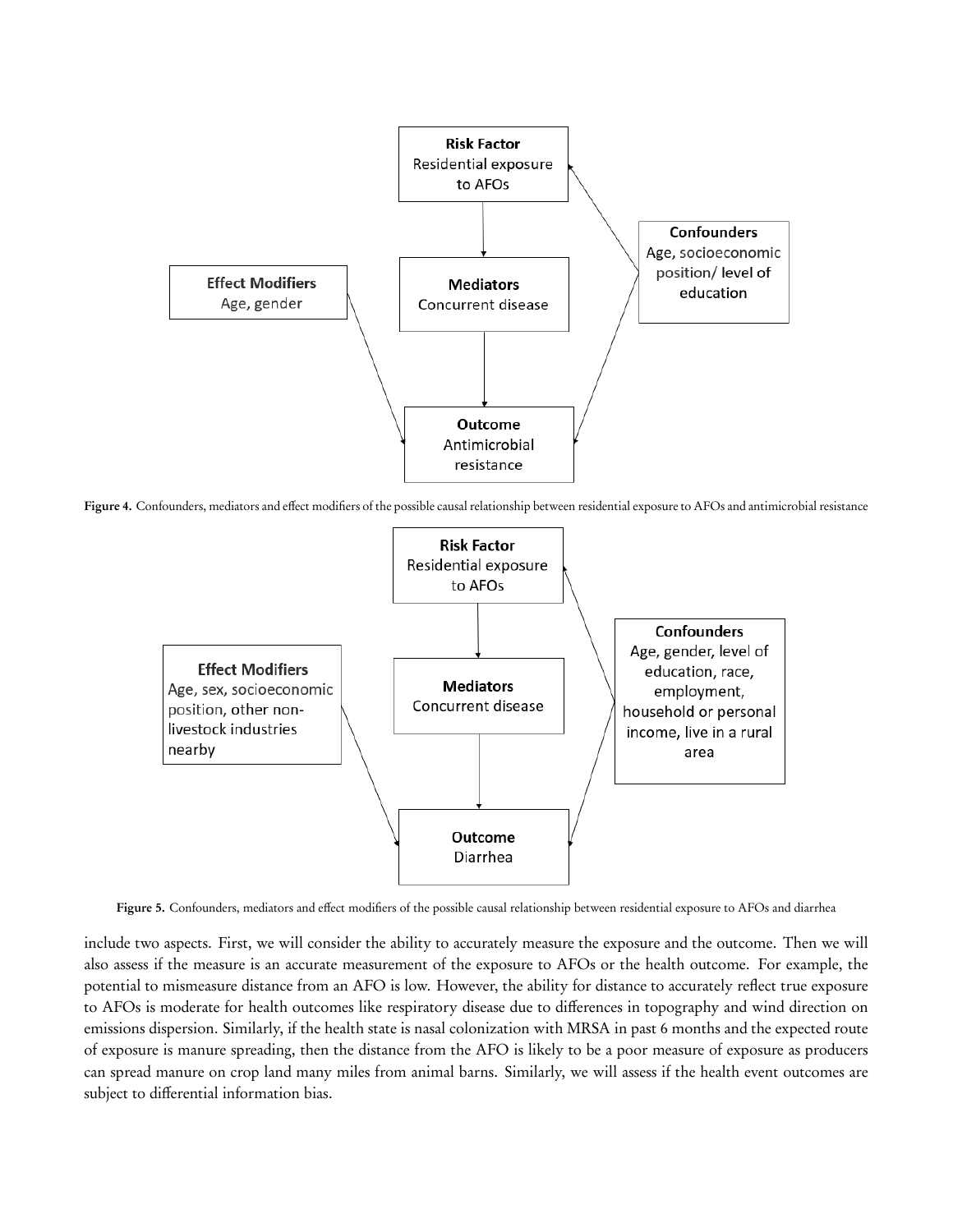**Risk Factor**
Residential exposure to AFOs

**Mediators**
Concurrent disease

**Effect Modifiers**
Age, gender

**Confounders**
Age, socioeconomic position/ level of education

**Outcome**
Antimicrobial resistance

**Figure 4.** Confounders, mediators and effect modifiers of the possible causal relationship between residential exposure to AFOs and antimicrobial resistance

**Risk Factor**
Residential exposure to AFOs

**Mediators**
Concurrent disease

**Effect Modifiers**
Age, sex, socioeconomic position, other non-livestock industries nearby

**Confounders**
Age, gender, level of education, race, employment, household or personal income, live in a rural area

**Outcome**
Diarrhea

**Figure 5.** Confounders, mediators and effect modifiers of the possible causal relationship between residential exposure to AFOs and diarrhea

include two aspects. First, we will consider the ability to accurately measure the exposure and the outcome. Then we will also assess if the measure is an accurate measurement of the exposure to AFOs or the health outcome. For example, the potential to mismeasure distance from an AFO is low. However, the ability for distance to accurately reflect true exposure to AFOs is moderate for health outcomes like respiratory disease due to differences in topography and wind direction on emissions dispersion. Similarly, if the health state is nasal colonization with MRSA in past 6 months and the expected route of exposure is manure spreading, then the distance from the AFO is likely to be a poor measure of exposure as producers can spread manure on crop land many miles from animal barns. Similarly, we will assess if the health event outcomes are subject to differential information bias.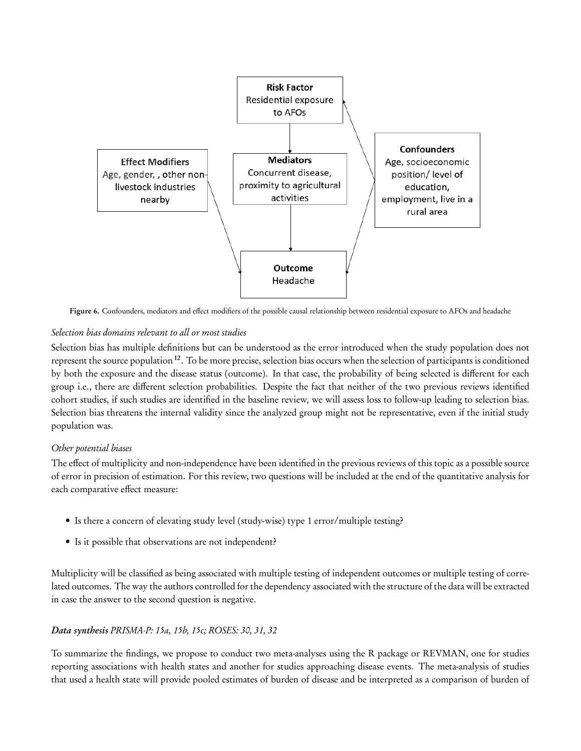**Risk Factor**
Residential exposure to AFOs

**Effect Modifiers**
Age, gender, , other non-livestock industries nearby

**Mediators**
Concurrent disease, proximity to agricultural activities

**Confounders**
Age, socioeconomic position/ level of education, employment, live in a rural area

**Outcome**
Headache

**Figure 6.** Confounders, mediators and effect modifiers of the possible causal relationship between residential exposure to AFOs and headache

*Selection bias domains relevant to all or most studies*

Selection bias has multiple definitions but can be understood as the error introduced when the study population does not represent the source population [12]. To be more precise, selection bias occurs when the selection of participants is conditioned by both the exposure and the disease status (outcome). In that case, the probability of being selected is different for each group i.e., there are different selection probabilities. Despite the fact that neither of the two previous reviews identified cohort studies, if such studies are identified in the baseline review, we will assess loss to follow-up leading to selection bias. Selection bias threatens the internal validity since the analyzed group might not be representative, even if the initial study population was.

*Other potential biases*

The effect of multiplicity and non-independence have been identified in the previous reviews of this topic as a possible source of error in precision of estimation. For this review, two questions will be included at the end of the quantitative analysis for each comparative effect measure:

- Is there a concern of elevating study level (study-wise) type 1 error/multiple testing?
- Is it possible that observations are not independent?

Multiplicity will be classified as being associated with multiple testing of independent outcomes or multiple testing of correlated outcomes. The way the authors controlled for the dependency associated with the structure of the data will be extracted in case the answer to the second question is negative.

***Data synthesis** PRISMA-P: 15a, 15b, 15c; ROSES: 30, 31, 32*

To summarize the findings, we propose to conduct two meta-analyses using the R package or REVMAN, one for studies reporting associations with health states and another for studies approaching disease events. The meta-analysis of studies that used a health state will provide pooled estimates of burden of disease and be interpreted as a comparison of burden of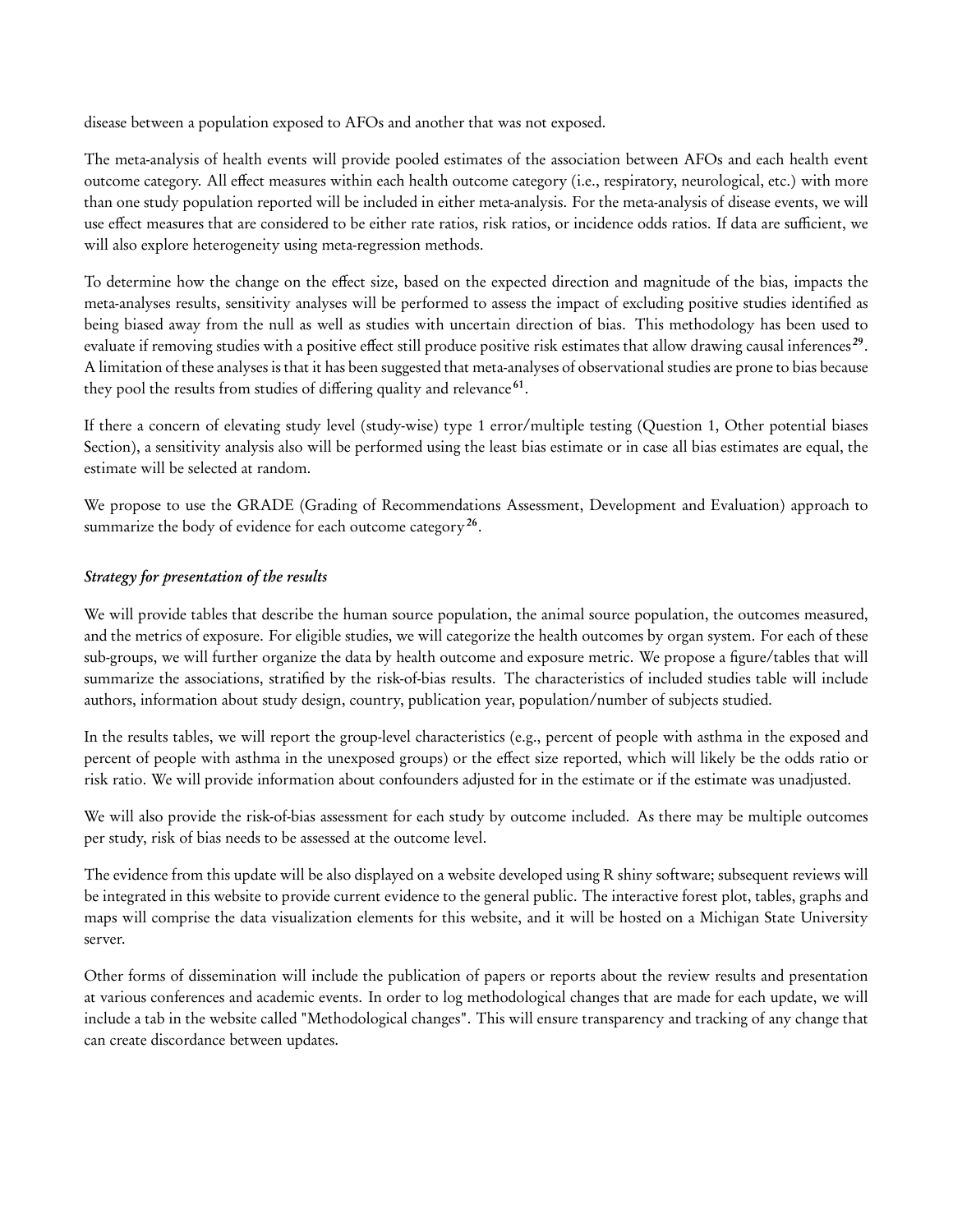disease between a population exposed to AFOs and another that was not exposed.

The meta-analysis of health events will provide pooled estimates of the association between AFOs and each health event outcome category. All effect measures within each health outcome category (i.e., respiratory, neurological, etc.) with more than one study population reported will be included in either meta-analysis. For the meta-analysis of disease events, we will use effect measures that are considered to be either rate ratios, risk ratios, or incidence odds ratios. If data are sufficient, we will also explore heterogeneity using meta-regression methods.

To determine how the change on the effect size, based on the expected direction and magnitude of the bias, impacts the meta-analyses results, sensitivity analyses will be performed to assess the impact of excluding positive studies identified as being biased away from the null as well as studies with uncertain direction of bias. This methodology has been used to evaluate if removing studies with a positive effect still produce positive risk estimates that allow drawing causal inferences[29]. A limitation of these analyses is that it has been suggested that meta-analyses of observational studies are prone to bias because they pool the results from studies of differing quality and relevance[61].

If there a concern of elevating study level (study-wise) type 1 error/multiple testing (Question 1, Other potential biases Section), a sensitivity analysis also will be performed using the least bias estimate or in case all bias estimates are equal, the estimate will be selected at random.

We propose to use the GRADE (Grading of Recommendations Assessment, Development and Evaluation) approach to summarize the body of evidence for each outcome category[26].

### *Strategy for presentation of the results*

We will provide tables that describe the human source population, the animal source population, the outcomes measured, and the metrics of exposure. For eligible studies, we will categorize the health outcomes by organ system. For each of these sub-groups, we will further organize the data by health outcome and exposure metric. We propose a figure/tables that will summarize the associations, stratified by the risk-of-bias results. The characteristics of included studies table will include authors, information about study design, country, publication year, population/number of subjects studied.

In the results tables, we will report the group-level characteristics (e.g., percent of people with asthma in the exposed and percent of people with asthma in the unexposed groups) or the effect size reported, which will likely be the odds ratio or risk ratio. We will provide information about confounders adjusted for in the estimate or if the estimate was unadjusted.

We will also provide the risk-of-bias assessment for each study by outcome included. As there may be multiple outcomes per study, risk of bias needs to be assessed at the outcome level.

The evidence from this update will be also displayed on a website developed using R shiny software; subsequent reviews will be integrated in this website to provide current evidence to the general public. The interactive forest plot, tables, graphs and maps will comprise the data visualization elements for this website, and it will be hosted on a Michigan State University server.

Other forms of dissemination will include the publication of papers or reports about the review results and presentation at various conferences and academic events. In order to log methodological changes that are made for each update, we will include a tab in the website called "Methodological changes". This will ensure transparency and tracking of any change that can create discordance between updates.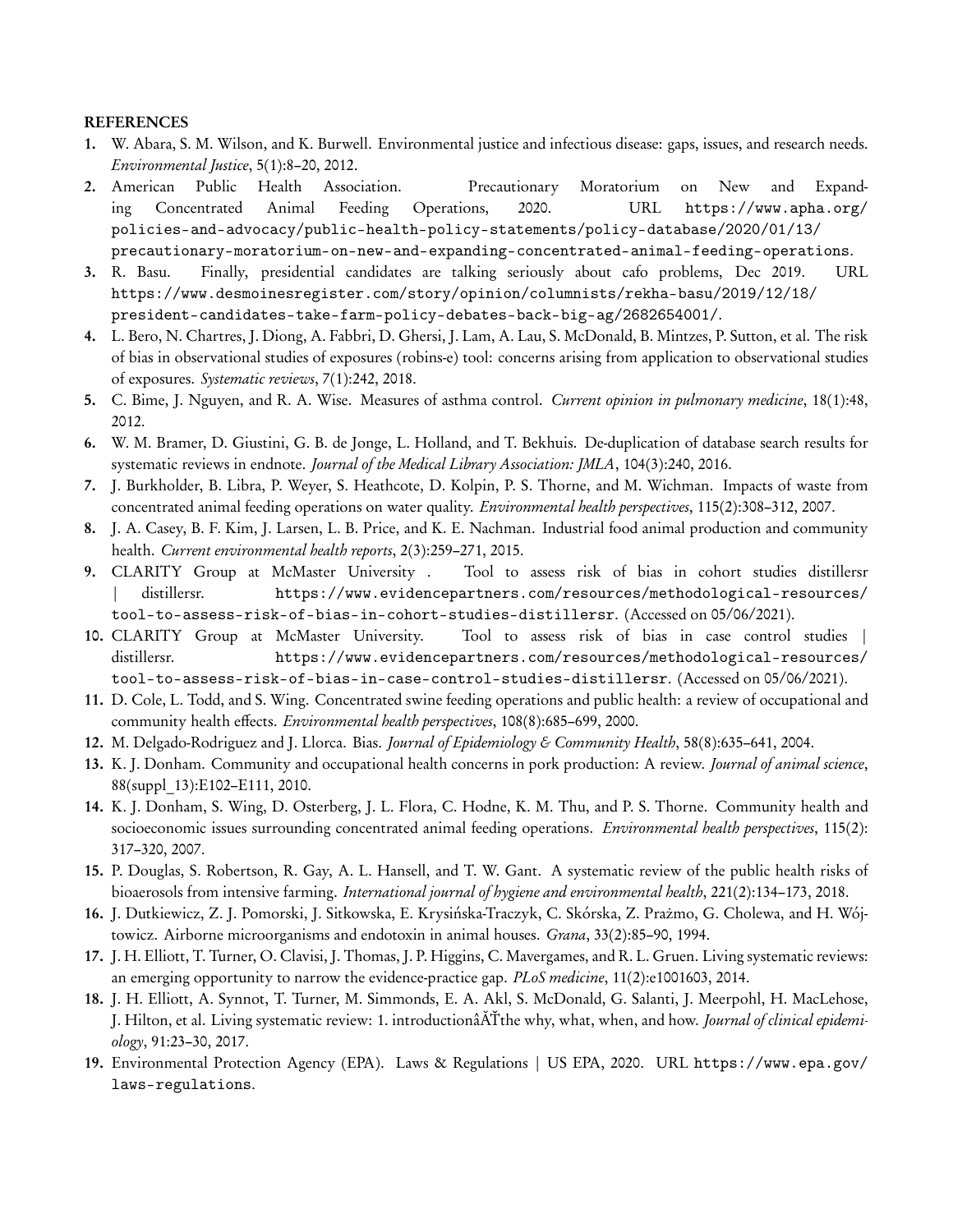**REFERENCES**

1. W. Abara, S. M. Wilson, and K. Burwell. Environmental justice and infectious disease: gaps, issues, and research needs. *Environmental Justice*, 5(1):8–20, 2012.
2. American Public Health Association. Precautionary Moratorium on New and Expanding Concentrated Animal Feeding Operations, 2020. URL https://www.apha.org/policies-and-advocacy/public-health-policy-statements/policy-database/2020/01/13/precautionary-moratorium-on-new-and-expanding-concentrated-animal-feeding-operations.
3. R. Basu. Finally, presidential candidates are talking seriously about cafo problems, Dec 2019. URL https://www.desmoinesregister.com/story/opinion/columnists/rekha-basu/2019/12/18/president-candidates-take-farm-policy-debates-back-big-ag/2682654001/.
4. L. Bero, N. Chartres, J. Diong, A. Fabbri, D. Ghersi, J. Lam, A. Lau, S. McDonald, B. Mintzes, P. Sutton, et al. The risk of bias in observational studies of exposures (robins-e) tool: concerns arising from application to observational studies of exposures. *Systematic reviews*, 7(1):242, 2018.
5. C. Bime, J. Nguyen, and R. A. Wise. Measures of asthma control. *Current opinion in pulmonary medicine*, 18(1):48, 2012.
6. W. M. Bramer, D. Giustini, G. B. de Jonge, L. Holland, and T. Bekhuis. De-duplication of database search results for systematic reviews in endnote. *Journal of the Medical Library Association: JMLA*, 104(3):240, 2016.
7. J. Burkholder, B. Libra, P. Weyer, S. Heathcote, D. Kolpin, P. S. Thorne, and M. Wichman. Impacts of waste from concentrated animal feeding operations on water quality. *Environmental health perspectives*, 115(2):308–312, 2007.
8. J. A. Casey, B. F. Kim, J. Larsen, L. B. Price, and K. E. Nachman. Industrial food animal production and community health. *Current environmental health reports*, 2(3):259–271, 2015.
9. CLARITY Group at McMaster University . Tool to assess risk of bias in cohort studies distillersr | distillersr. https://www.evidencepartners.com/resources/methodological-resources/tool-to-assess-risk-of-bias-in-cohort-studies-distillersr. (Accessed on 05/06/2021).
10. CLARITY Group at McMaster University. Tool to assess risk of bias in case control studies | distillersr. https://www.evidencepartners.com/resources/methodological-resources/tool-to-assess-risk-of-bias-in-case-control-studies-distillersr. (Accessed on 05/06/2021).
11. D. Cole, L. Todd, and S. Wing. Concentrated swine feeding operations and public health: a review of occupational and community health effects. *Environmental health perspectives*, 108(8):685–699, 2000.
12. M. Delgado-Rodriguez and J. Llorca. Bias. *Journal of Epidemiology & Community Health*, 58(8):635–641, 2004.
13. K. J. Donham. Community and occupational health concerns in pork production: A review. *Journal of animal science*, 88(suppl_13):E102–E111, 2010.
14. K. J. Donham, S. Wing, D. Osterberg, J. L. Flora, C. Hodne, K. M. Thu, and P. S. Thorne. Community health and socioeconomic issues surrounding concentrated animal feeding operations. *Environmental health perspectives*, 115(2):317–320, 2007.
15. P. Douglas, S. Robertson, R. Gay, A. L. Hansell, and T. W. Gant. A systematic review of the public health risks of bioaerosols from intensive farming. *International journal of hygiene and environmental health*, 221(2):134–173, 2018.
16. J. Dutkiewicz, Z. J. Pomorski, J. Sitkowska, E. Krysińska-Traczyk, C. Skórska, Z. Prażmo, G. Cholewa, and H. Wójtowicz. Airborne microorganisms and endotoxin in animal houses. *Grana*, 33(2):85–90, 1994.
17. J. H. Elliott, T. Turner, O. Clavisi, J. Thomas, J. P. Higgins, C. Mavergames, and R. L. Gruen. Living systematic reviews: an emerging opportunity to narrow the evidence-practice gap. *PLoS medicine*, 11(2):e1001603, 2014.
18. J. H. Elliott, A. Synnot, T. Turner, M. Simmonds, E. A. Akl, S. McDonald, G. Salanti, J. Meerpohl, H. MacLehose, J. Hilton, et al. Living systematic review: 1. introductionâĂŤthe why, what, when, and how. *Journal of clinical epidemiology*, 91:23–30, 2017.
19. Environmental Protection Agency (EPA). Laws & Regulations | US EPA, 2020. URL https://www.epa.gov/laws-regulations.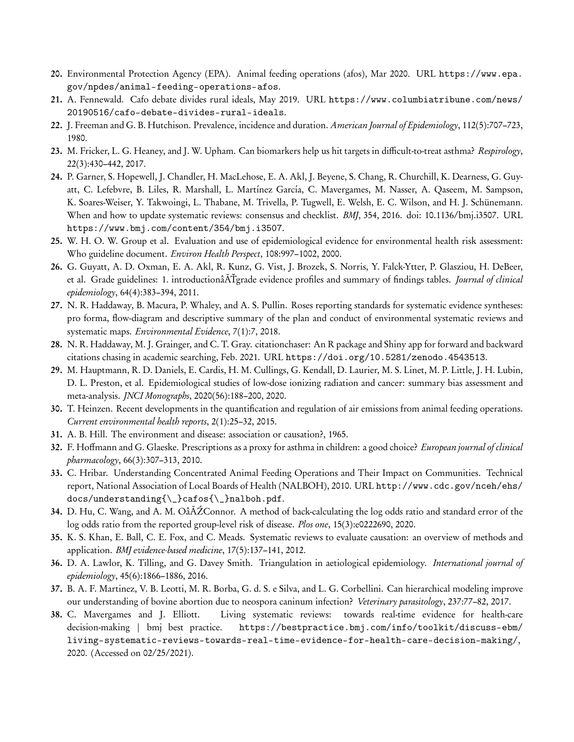20. Environmental Protection Agency (EPA). Animal feeding operations (afos), Mar 2020. URL `https://www.epa.gov/npdes/animal-feeding-operations-afos`.
21. A. Fennewald. Cafo debate divides rural ideals, May 2019. URL `https://www.columbiatribune.com/news/20190516/cafo-debate-divides-rural-ideals`.
22. J. Freeman and G. B. Hutchison. Prevalence, incidence and duration. *American Journal of Epidemiology*, 112(5):707–723, 1980.
23. M. Fricker, L. G. Heaney, and J. W. Upham. Can biomarkers help us hit targets in difficult-to-treat asthma? *Respirology*, 22(3):430–442, 2017.
24. P. Garner, S. Hopewell, J. Chandler, H. MacLehose, E. A. Akl, J. Beyene, S. Chang, R. Churchill, K. Dearness, G. Guyatt, C. Lefebvre, B. Liles, R. Marshall, L. Martínez García, C. Mavergames, M. Nasser, A. Qaseem, M. Sampson, K. Soares-Weiser, Y. Takwoingi, L. Thabane, M. Trivella, P. Tugwell, E. Welsh, E. C. Wilson, and H. J. Schünemann. When and how to update systematic reviews: consensus and checklist. *BMJ*, 354, 2016. doi: 10.1136/bmj.i3507. URL `https://www.bmj.com/content/354/bmj.i3507`.
25. W. H. O. W. Group et al. Evaluation and use of epidemiological evidence for environmental health risk assessment: Who guideline document. *Environ Health Perspect*, 108:997–1002, 2000.
26. G. Guyatt, A. D. Oxman, E. A. Akl, R. Kunz, G. Vist, J. Brozek, S. Norris, Y. Falck-Ytter, P. Glasziou, H. DeBeer, et al. Grade guidelines: 1. introductionâĂŤgrade evidence profiles and summary of findings tables. *Journal of clinical epidemiology*, 64(4):383–394, 2011.
27. N. R. Haddaway, B. Macura, P. Whaley, and A. S. Pullin. Roses reporting standards for systematic evidence syntheses: pro forma, flow-diagram and descriptive summary of the plan and conduct of environmental systematic reviews and systematic maps. *Environmental Evidence*, 7(1):7, 2018.
28. N. R. Haddaway, M. J. Grainger, and C. T. Gray. citationchaser: An R package and Shiny app for forward and backward citations chasing in academic searching, Feb. 2021. URL `https://doi.org/10.5281/zenodo.4543513`.
29. M. Hauptmann, R. D. Daniels, E. Cardis, H. M. Cullings, G. Kendall, D. Laurier, M. S. Linet, M. P. Little, J. H. Lubin, D. L. Preston, et al. Epidemiological studies of low-dose ionizing radiation and cancer: summary bias assessment and meta-analysis. *JNCI Monographs*, 2020(56):188–200, 2020.
30. T. Heinzen. Recent developments in the quantification and regulation of air emissions from animal feeding operations. *Current environmental health reports*, 2(1):25–32, 2015.
31. A. B. Hill. The environment and disease: association or causation?, 1965.
32. F. Hoffmann and G. Glaeske. Prescriptions as a proxy for asthma in children: a good choice? *European journal of clinical pharmacology*, 66(3):307–313, 2010.
33. C. Hribar. Understanding Concentrated Animal Feeding Operations and Their Impact on Communities. Technical report, National Association of Local Boards of Health (NALBOH), 2010. URL `http://www.cdc.gov/nceh/ehs/docs/understanding{\_}cafos{\_}nalboh.pdf`.
34. D. Hu, C. Wang, and A. M. OâĂŹConnor. A method of back-calculating the log odds ratio and standard error of the log odds ratio from the reported group-level risk of disease. *Plos one*, 15(3):e0222690, 2020.
35. K. S. Khan, E. Ball, C. E. Fox, and C. Meads. Systematic reviews to evaluate causation: an overview of methods and application. *BMJ evidence-based medicine*, 17(5):137–141, 2012.
36. D. A. Lawlor, K. Tilling, and G. Davey Smith. Triangulation in aetiological epidemiology. *International journal of epidemiology*, 45(6):1866–1886, 2016.
37. B. A. F. Martinez, V. B. Leotti, M. R. Borba, G. d. S. e Silva, and L. G. Corbellini. Can hierarchical modeling improve our understanding of bovine abortion due to neospora caninum infection? *Veterinary parasitology*, 237:77–82, 2017.
38. C. Mavergames and J. Elliott. Living systematic reviews: towards real-time evidence for health-care decision-making | bmj best practice. `https://bestpractice.bmj.com/info/toolkit/discuss-ebm/living-systematic-reviews-towards-real-time-evidence-for-health-care-decision-making/`, 2020. (Accessed on 02/25/2021).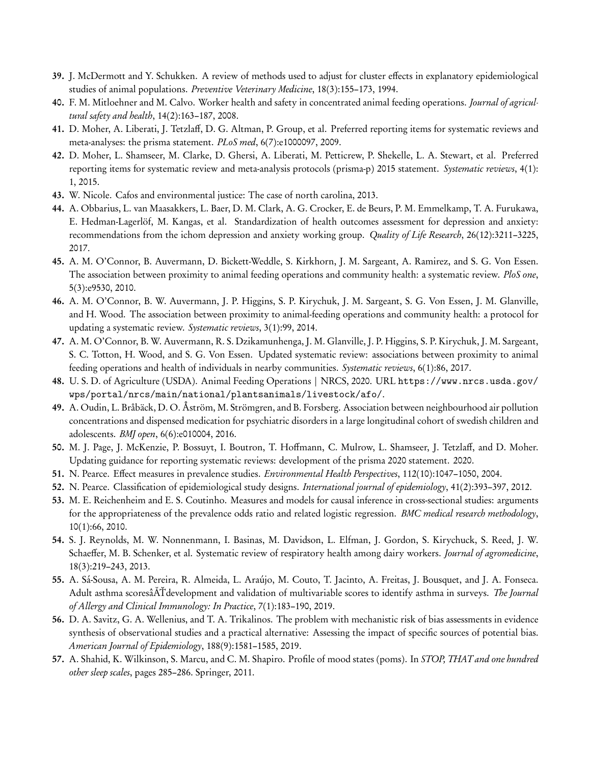39. J. McDermott and Y. Schukken. A review of methods used to adjust for cluster effects in explanatory epidemiological studies of animal populations. *Preventive Veterinary Medicine*, 18(3):155–173, 1994.
40. F. M. Mitloehner and M. Calvo. Worker health and safety in concentrated animal feeding operations. *Journal of agricultural safety and health*, 14(2):163–187, 2008.
41. D. Moher, A. Liberati, J. Tetzlaff, D. G. Altman, P. Group, et al. Preferred reporting items for systematic reviews and meta-analyses: the prisma statement. *PLoS med*, 6(7):e1000097, 2009.
42. D. Moher, L. Shamseer, M. Clarke, D. Ghersi, A. Liberati, M. Petticrew, P. Shekelle, L. A. Stewart, et al. Preferred reporting items for systematic review and meta-analysis protocols (prisma-p) 2015 statement. *Systematic reviews*, 4(1): 1, 2015.
43. W. Nicole. Cafos and environmental justice: The case of north carolina, 2013.
44. A. Obbarius, L. van Maasakkers, L. Baer, D. M. Clark, A. G. Crocker, E. de Beurs, P. M. Emmelkamp, T. A. Furukawa, E. Hedman-Lagerlöf, M. Kangas, et al. Standardization of health outcomes assessment for depression and anxiety: recommendations from the ichom depression and anxiety working group. *Quality of Life Research*, 26(12):3211–3225, 2017.
45. A. M. O'Connor, B. Auvermann, D. Bickett-Weddle, S. Kirkhorn, J. M. Sargeant, A. Ramirez, and S. G. Von Essen. The association between proximity to animal feeding operations and community health: a systematic review. *PloS one*, 5(3):e9530, 2010.
46. A. M. O'Connor, B. W. Auvermann, J. P. Higgins, S. P. Kirychuk, J. M. Sargeant, S. G. Von Essen, J. M. Glanville, and H. Wood. The association between proximity to animal-feeding operations and community health: a protocol for updating a systematic review. *Systematic reviews*, 3(1):99, 2014.
47. A. M. O'Connor, B. W. Auvermann, R. S. Dzikamunhenga, J. M. Glanville, J. P. Higgins, S. P. Kirychuk, J. M. Sargeant, S. C. Totton, H. Wood, and S. G. Von Essen. Updated systematic review: associations between proximity to animal feeding operations and health of individuals in nearby communities. *Systematic reviews*, 6(1):86, 2017.
48. U. S. D. of Agriculture (USDA). Animal Feeding Operations | NRCS, 2020. URL `https://www.nrcs.usda.gov/wps/portal/nrcs/main/national/plantsanimals/livestock/afo/`.
49. A. Oudin, L. Bråbäck, D. O. Åström, M. Strömgren, and B. Forsberg. Association between neighbourhood air pollution concentrations and dispensed medication for psychiatric disorders in a large longitudinal cohort of swedish children and adolescents. *BMJ open*, 6(6):e010004, 2016.
50. M. J. Page, J. McKenzie, P. Bossuyt, I. Boutron, T. Hoffmann, C. Mulrow, L. Shamseer, J. Tetzlaff, and D. Moher. Updating guidance for reporting systematic reviews: development of the prisma 2020 statement. 2020.
51. N. Pearce. Effect measures in prevalence studies. *Environmental Health Perspectives*, 112(10):1047–1050, 2004.
52. N. Pearce. Classification of epidemiological study designs. *International journal of epidemiology*, 41(2):393–397, 2012.
53. M. E. Reichenheim and E. S. Coutinho. Measures and models for causal inference in cross-sectional studies: arguments for the appropriateness of the prevalence odds ratio and related logistic regression. *BMC medical research methodology*, 10(1):66, 2010.
54. S. J. Reynolds, M. W. Nonnenmann, I. Basinas, M. Davidson, L. Elfman, J. Gordon, S. Kirychuck, S. Reed, J. W. Schaeffer, M. B. Schenker, et al. Systematic review of respiratory health among dairy workers. *Journal of agromedicine*, 18(3):219–243, 2013.
55. A. Sá-Sousa, A. M. Pereira, R. Almeida, L. Araújo, M. Couto, T. Jacinto, A. Freitas, J. Bousquet, and J. A. Fonseca. Adult asthma scoresâĂŤdevelopment and validation of multivariable scores to identify asthma in surveys. *The Journal of Allergy and Clinical Immunology: In Practice*, 7(1):183–190, 2019.
56. D. A. Savitz, G. A. Wellenius, and T. A. Trikalinos. The problem with mechanistic risk of bias assessments in evidence synthesis of observational studies and a practical alternative: Assessing the impact of specific sources of potential bias. *American Journal of Epidemiology*, 188(9):1581–1585, 2019.
57. A. Shahid, K. Wilkinson, S. Marcu, and C. M. Shapiro. Profile of mood states (poms). In *STOP, THAT and one hundred other sleep scales*, pages 285–286. Springer, 2011.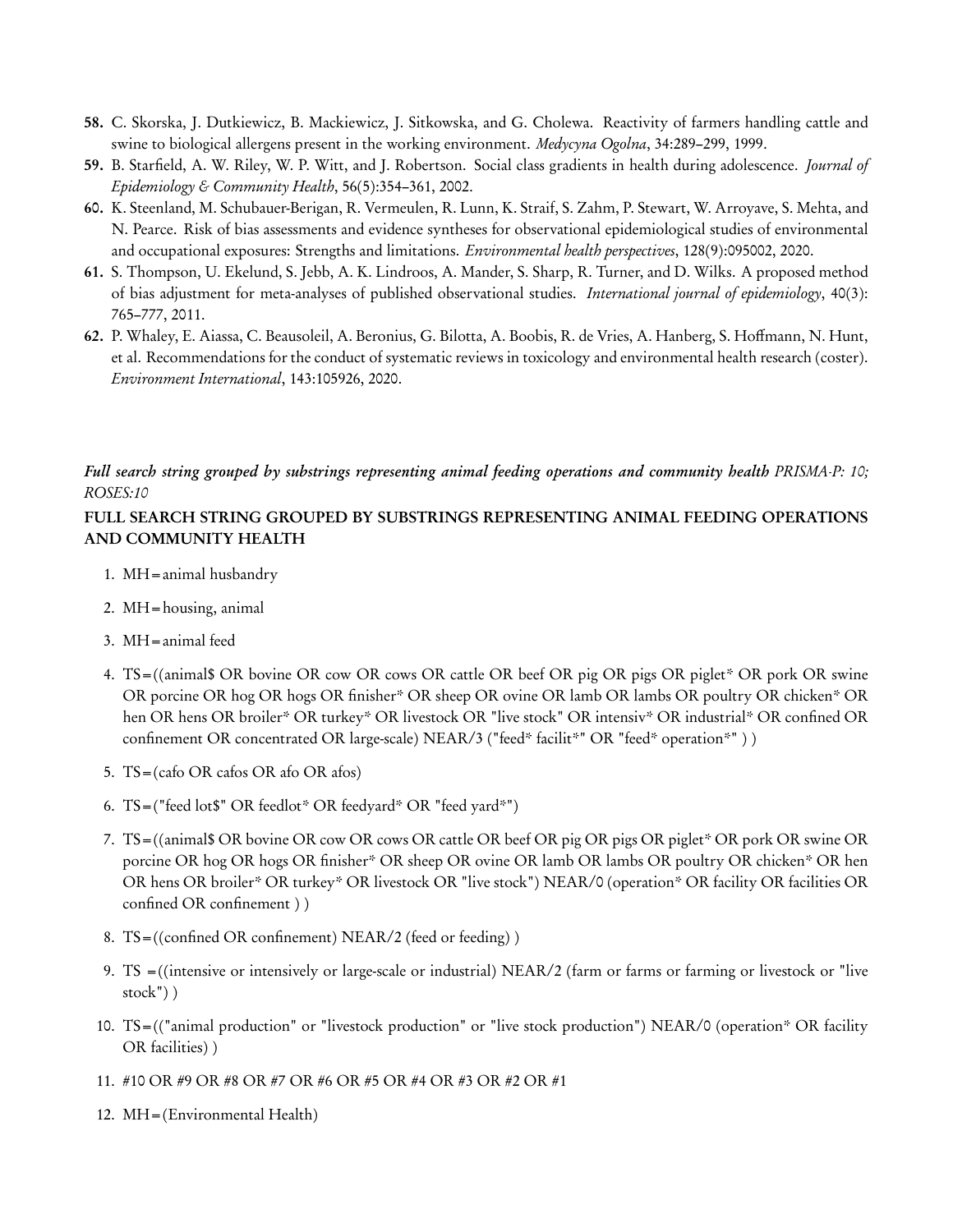58. C. Skorska, J. Dutkiewicz, B. Mackiewicz, J. Sitkowska, and G. Cholewa. Reactivity of farmers handling cattle and swine to biological allergens present in the working environment. *Medycyna Ogolna*, 34:289–299, 1999.
59. B. Starfield, A. W. Riley, W. P. Witt, and J. Robertson. Social class gradients in health during adolescence. *Journal of Epidemiology & Community Health*, 56(5):354–361, 2002.
60. K. Steenland, M. Schubauer-Berigan, R. Vermeulen, R. Lunn, K. Straif, S. Zahm, P. Stewart, W. Arroyave, S. Mehta, and N. Pearce. Risk of bias assessments and evidence syntheses for observational epidemiological studies of environmental and occupational exposures: Strengths and limitations. *Environmental health perspectives*, 128(9):095002, 2020.
61. S. Thompson, U. Ekelund, S. Jebb, A. K. Lindroos, A. Mander, S. Sharp, R. Turner, and D. Wilks. A proposed method of bias adjustment for meta-analyses of published observational studies. *International journal of epidemiology*, 40(3): 765–777, 2011.
62. P. Whaley, E. Aiassa, C. Beausoleil, A. Beronius, G. Bilotta, A. Boobis, R. de Vries, A. Hanberg, S. Hoffmann, N. Hunt, et al. Recommendations for the conduct of systematic reviews in toxicology and environmental health research (coster). *Environment International*, 143:105926, 2020.

***Full search string grouped by substrings representing animal feeding operations and community health*** *PRISMA-P: 10; ROSES:10*

## FULL SEARCH STRING GROUPED BY SUBSTRINGS REPRESENTING ANIMAL FEEDING OPERATIONS AND COMMUNITY HEALTH

1. MH=animal husbandry
2. MH=housing, animal
3. MH=animal feed
4. TS=((animal$ OR bovine OR cow OR cows OR cattle OR beef OR pig OR pigs OR piglet* OR pork OR swine OR porcine OR hog OR hogs OR finisher* OR sheep OR ovine OR lamb OR lambs OR poultry OR chicken* OR hen OR hens OR broiler* OR turkey* OR livestock OR "live stock" OR intensiv* OR industrial* OR confined OR confinement OR concentrated OR large-scale) NEAR/3 ("feed* facilit*" OR "feed* operation*" ) )
5. TS=(cafo OR cafos OR afo OR afos)
6. TS=("feed lot$" OR feedlot* OR feedyard* OR "feed yard*")
7. TS=((animal$ OR bovine OR cow OR cows OR cattle OR beef OR pig OR pigs OR piglet* OR pork OR swine OR porcine OR hog OR hogs OR finisher* OR sheep OR ovine OR lamb OR lambs OR poultry OR chicken* OR hen OR hens OR broiler* OR turkey* OR livestock OR "live stock") NEAR/0 (operation* OR facility OR facilities OR confined OR confinement ) )
8. TS=((confined OR confinement) NEAR/2 (feed or feeding) )
9. TS =((intensive or intensively or large-scale or industrial) NEAR/2 (farm or farms or farming or livestock or "live stock") )
10. TS=(("animal production" or "livestock production" or "live stock production") NEAR/0 (operation* OR facility OR facilities) )
11. #10 OR #9 OR #8 OR #7 OR #6 OR #5 OR #4 OR #3 OR #2 OR #1
12. MH=(Environmental Health)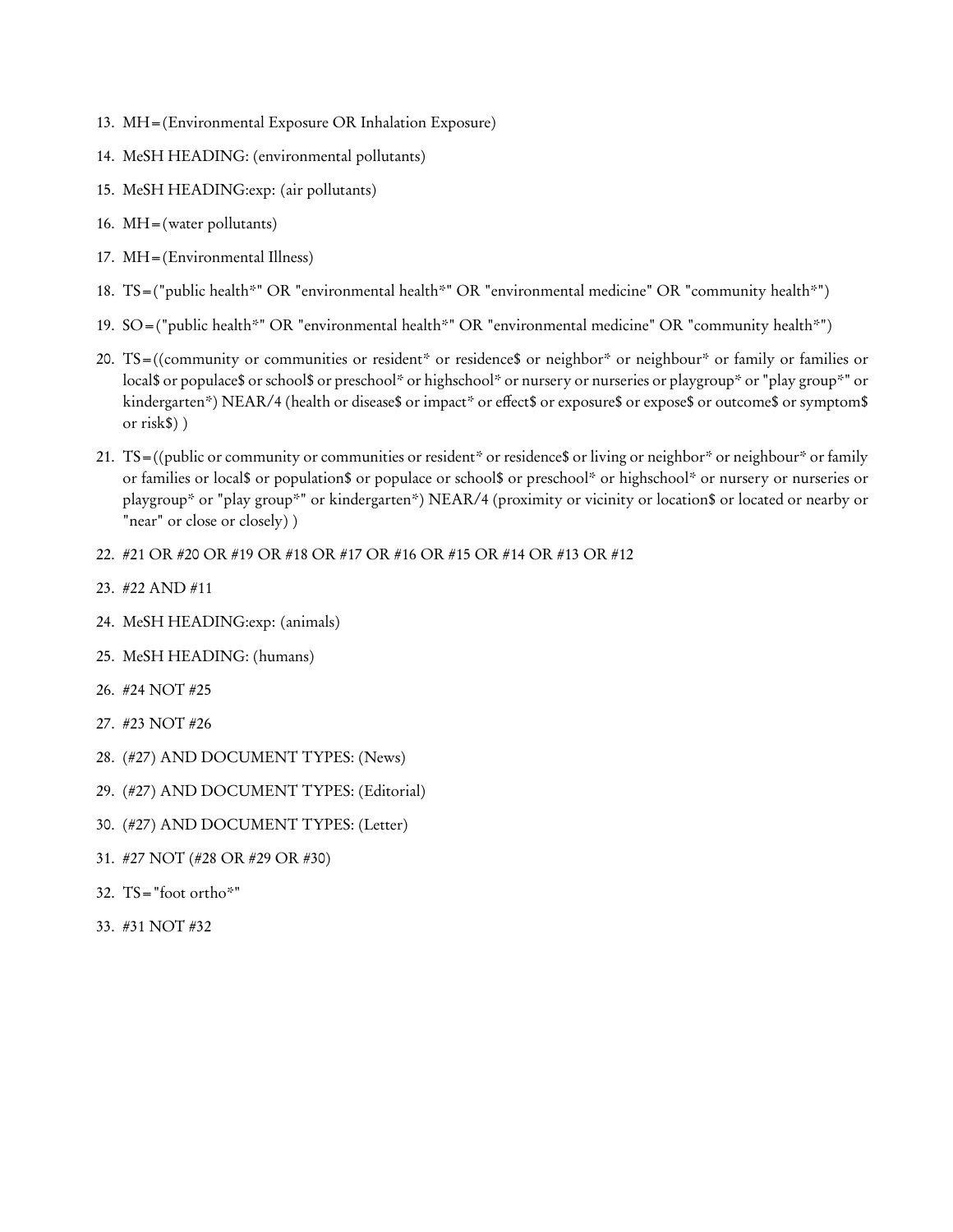13. MH=(Environmental Exposure OR Inhalation Exposure)
14. MeSH HEADING: (environmental pollutants)
15. MeSH HEADING:exp: (air pollutants)
16. MH=(water pollutants)
17. MH=(Environmental Illness)
18. TS=("public health*" OR "environmental health*" OR "environmental medicine" OR "community health*")
19. SO=("public health*" OR "environmental health*" OR "environmental medicine" OR "community health*")
20. TS=((community or communities or resident* or residence$ or neighbor* or neighbour* or family or families or local$ or populace$ or school$ or preschool* or highschool* or nursery or nurseries or playgroup* or "play group*" or kindergarten*) NEAR/4 (health or disease$ or impact* or effect$ or exposure$ or expose$ or outcome$ or symptom$ or risk$) )
21. TS=((public or community or communities or resident* or residence$ or living or neighbor* or neighbour* or family or families or local$ or population$ or populace or school$ or preschool* or highschool* or nursery or nurseries or playgroup* or "play group*" or kindergarten*) NEAR/4 (proximity or vicinity or location$ or located or nearby or "near" or close or closely) )
22. #21 OR #20 OR #19 OR #18 OR #17 OR #16 OR #15 OR #14 OR #13 OR #12
23. #22 AND #11
24. MeSH HEADING:exp: (animals)
25. MeSH HEADING: (humans)
26. #24 NOT #25
27. #23 NOT #26
28. (#27) AND DOCUMENT TYPES: (News)
29. (#27) AND DOCUMENT TYPES: (Editorial)
30. (#27) AND DOCUMENT TYPES: (Letter)
31. #27 NOT (#28 OR #29 OR #30)
32. TS="foot ortho*"
33. #31 NOT #32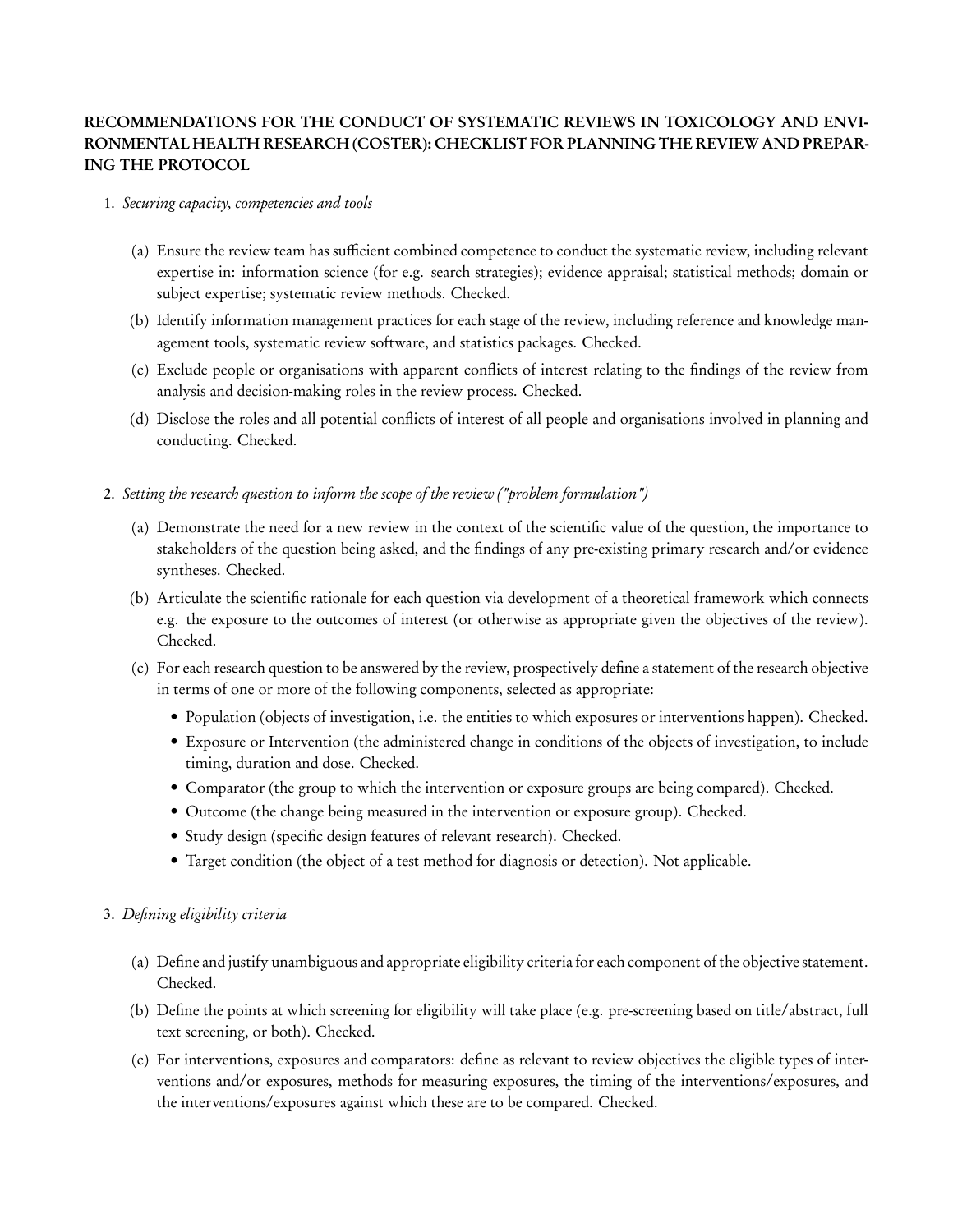**RECOMMENDATIONS FOR THE CONDUCT OF SYSTEMATIC REVIEWS IN TOXICOLOGY AND ENVIRONMENTAL HEALTH RESEARCH (COSTER): CHECKLIST FOR PLANNING THE REVIEW AND PREPARING THE PROTOCOL**

1. *Securing capacity, competencies and tools*

   (a) Ensure the review team has sufficient combined competence to conduct the systematic review, including relevant expertise in: information science (for e.g. search strategies); evidence appraisal; statistical methods; domain or subject expertise; systematic review methods. Checked.

   (b) Identify information management practices for each stage of the review, including reference and knowledge management tools, systematic review software, and statistics packages. Checked.

   (c) Exclude people or organisations with apparent conflicts of interest relating to the findings of the review from analysis and decision-making roles in the review process. Checked.

   (d) Disclose the roles and all potential conflicts of interest of all people and organisations involved in planning and conducting. Checked.

2. *Setting the research question to inform the scope of the review ("problem formulation")*

   (a) Demonstrate the need for a new review in the context of the scientific value of the question, the importance to stakeholders of the question being asked, and the findings of any pre-existing primary research and/or evidence syntheses. Checked.

   (b) Articulate the scientific rationale for each question via development of a theoretical framework which connects e.g. the exposure to the outcomes of interest (or otherwise as appropriate given the objectives of the review). Checked.

   (c) For each research question to be answered by the review, prospectively define a statement of the research objective in terms of one or more of the following components, selected as appropriate:

   - Population (objects of investigation, i.e. the entities to which exposures or interventions happen). Checked.
   - Exposure or Intervention (the administered change in conditions of the objects of investigation, to include timing, duration and dose. Checked.
   - Comparator (the group to which the intervention or exposure groups are being compared). Checked.
   - Outcome (the change being measured in the intervention or exposure group). Checked.
   - Study design (specific design features of relevant research). Checked.
   - Target condition (the object of a test method for diagnosis or detection). Not applicable.

3. *Defining eligibility criteria*

   (a) Define and justify unambiguous and appropriate eligibility criteria for each component of the objective statement. Checked.

   (b) Define the points at which screening for eligibility will take place (e.g. pre-screening based on title/abstract, full text screening, or both). Checked.

   (c) For interventions, exposures and comparators: define as relevant to review objectives the eligible types of interventions and/or exposures, methods for measuring exposures, the timing of the interventions/exposures, and the interventions/exposures against which these are to be compared. Checked.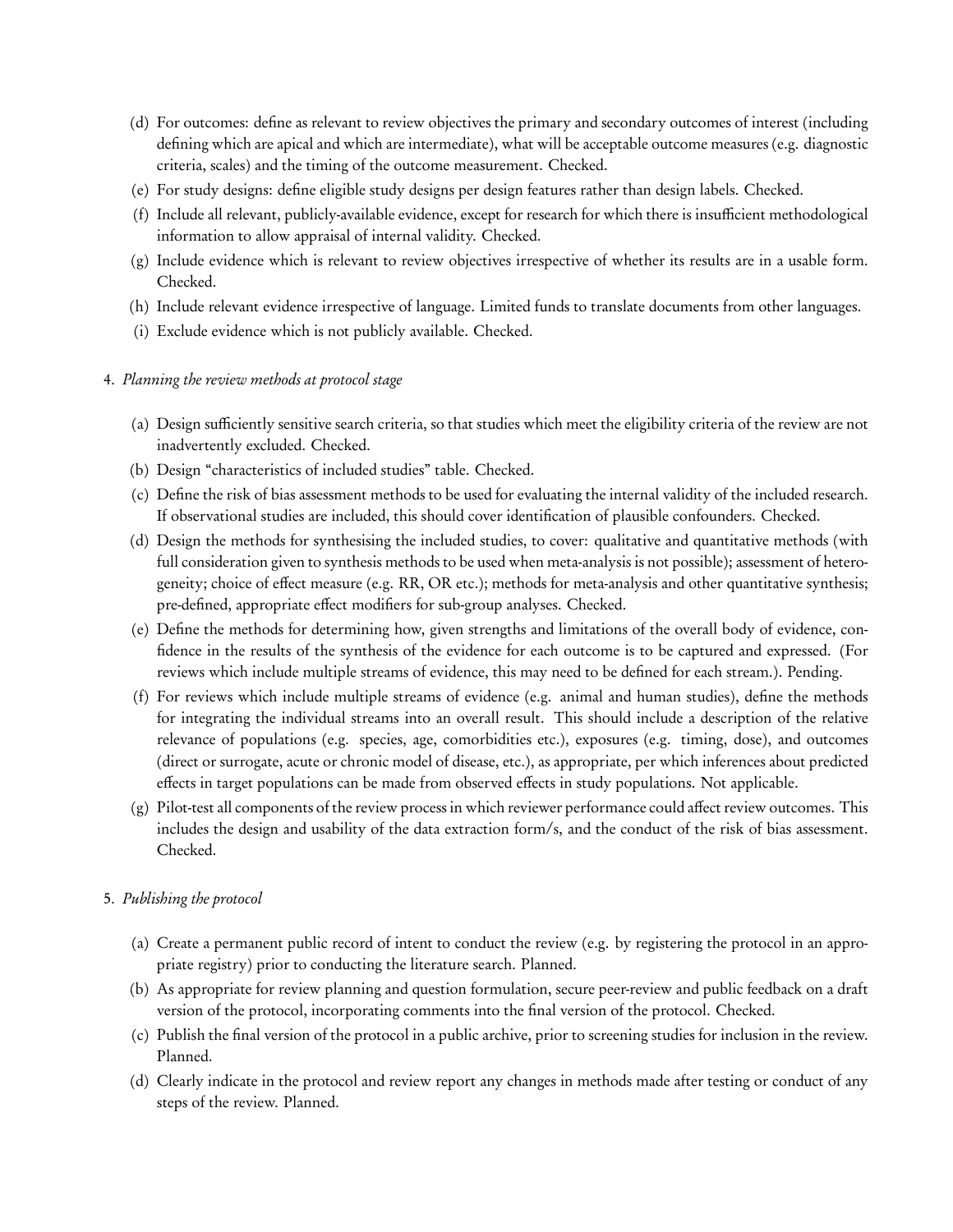(d) For outcomes: define as relevant to review objectives the primary and secondary outcomes of interest (including defining which are apical and which are intermediate), what will be acceptable outcome measures (e.g. diagnostic criteria, scales) and the timing of the outcome measurement. Checked.

(e) For study designs: define eligible study designs per design features rather than design labels. Checked.

(f) Include all relevant, publicly-available evidence, except for research for which there is insufficient methodological information to allow appraisal of internal validity. Checked.

(g) Include evidence which is relevant to review objectives irrespective of whether its results are in a usable form. Checked.

(h) Include relevant evidence irrespective of language. Limited funds to translate documents from other languages.

(i) Exclude evidence which is not publicly available. Checked.

4. *Planning the review methods at protocol stage*

   (a) Design sufficiently sensitive search criteria, so that studies which meet the eligibility criteria of the review are not inadvertently excluded. Checked.

   (b) Design "characteristics of included studies" table. Checked.

   (c) Define the risk of bias assessment methods to be used for evaluating the internal validity of the included research. If observational studies are included, this should cover identification of plausible confounders. Checked.

   (d) Design the methods for synthesising the included studies, to cover: qualitative and quantitative methods (with full consideration given to synthesis methods to be used when meta-analysis is not possible); assessment of heterogeneity; choice of effect measure (e.g. RR, OR etc.); methods for meta-analysis and other quantitative synthesis; pre-defined, appropriate effect modifiers for sub-group analyses. Checked.

   (e) Define the methods for determining how, given strengths and limitations of the overall body of evidence, confidence in the results of the synthesis of the evidence for each outcome is to be captured and expressed. (For reviews which include multiple streams of evidence, this may need to be defined for each stream.). Pending.

   (f) For reviews which include multiple streams of evidence (e.g. animal and human studies), define the methods for integrating the individual streams into an overall result. This should include a description of the relative relevance of populations (e.g. species, age, comorbidities etc.), exposures (e.g. timing, dose), and outcomes (direct or surrogate, acute or chronic model of disease, etc.), as appropriate, per which inferences about predicted effects in target populations can be made from observed effects in study populations. Not applicable.

   (g) Pilot-test all components of the review process in which reviewer performance could affect review outcomes. This includes the design and usability of the data extraction form/s, and the conduct of the risk of bias assessment. Checked.

5. *Publishing the protocol*

   (a) Create a permanent public record of intent to conduct the review (e.g. by registering the protocol in an appropriate registry) prior to conducting the literature search. Planned.

   (b) As appropriate for review planning and question formulation, secure peer-review and public feedback on a draft version of the protocol, incorporating comments into the final version of the protocol. Checked.

   (c) Publish the final version of the protocol in a public archive, prior to screening studies for inclusion in the review. Planned.

   (d) Clearly indicate in the protocol and review report any changes in methods made after testing or conduct of any steps of the review. Planned.